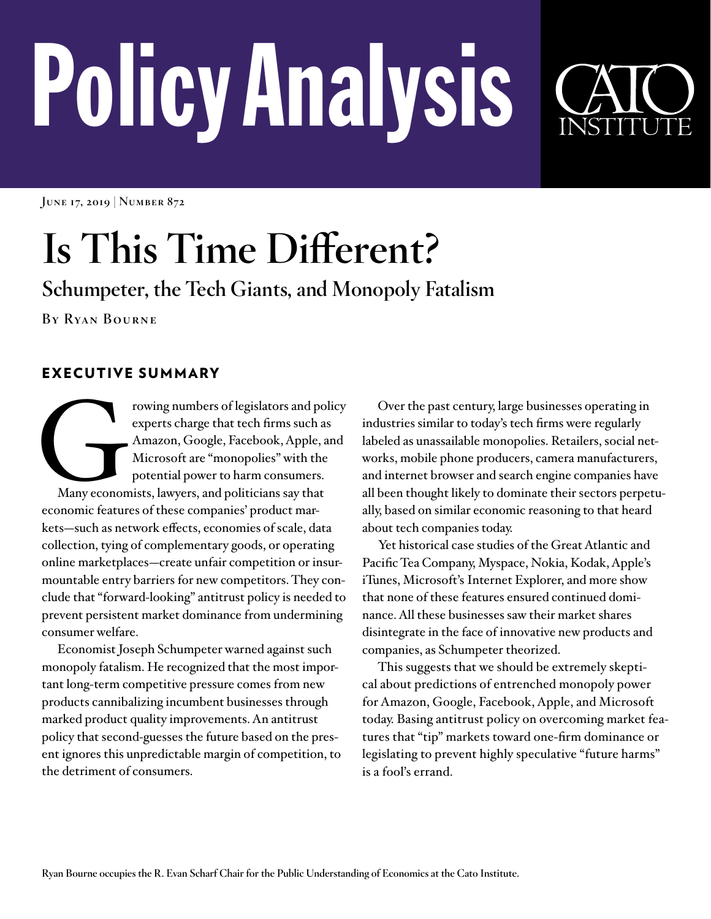# Policy Analysis

June 17, 2019 | Number 872

# Is This Time Different?

## Schumpeter, the Tech Giants, and Monopoly Fatalism

By Ryan Bourne

## EXECUTIVE SUMMARY

Growing numbers of legislators and policy experts charge that tech firms such as Amazon, Google, Facebook, Apple, and Microsoft are "monopolies" with the potential power to harm consumers. Many economists, lawyers, and politicians say that economic features of these companies' product markets—such as network effects, economies of scale, data collection, tying of complementary goods, or operating online marketplaces—create unfair competition or insurmountable entry barriers for new competitors. They conclude that "forward-looking" antitrust policy is needed to prevent persistent market dominance from undermining consumer welfare.

Economist Joseph Schumpeter warned against such monopoly fatalism. He recognized that the most important long-term competitive pressure comes from new products cannibalizing incumbent businesses through marked product quality improvements. An antitrust policy that second-guesses the future based on the present ignores this unpredictable margin of competition, to the detriment of consumers.

Over the past century, large businesses operating in industries similar to today's tech firms were regularly labeled as unassailable monopolies. Retailers, social networks, mobile phone producers, camera manufacturers, and internet browser and search engine companies have all been thought likely to dominate their sectors perpetually, based on similar economic reasoning to that heard about tech companies today.

Yet historical case studies of the Great Atlantic and Pacific Tea Company, Myspace, Nokia, Kodak, Apple's iTunes, Microsoft's Internet Explorer, and more show that none of these features ensured continued dominance. All these businesses saw their market shares disintegrate in the face of innovative new products and companies, as Schumpeter theorized.

This suggests that we should be extremely skeptical about predictions of entrenched monopoly power for Amazon, Google, Facebook, Apple, and Microsoft today. Basing antitrust policy on overcoming market features that "tip" markets toward one-firm dominance or legislating to prevent highly speculative "future harms" is a fool's errand.

Ryan Bourne occupies the R. Evan Scharf Chair for the Public Understanding of Economics at the Cato Institute.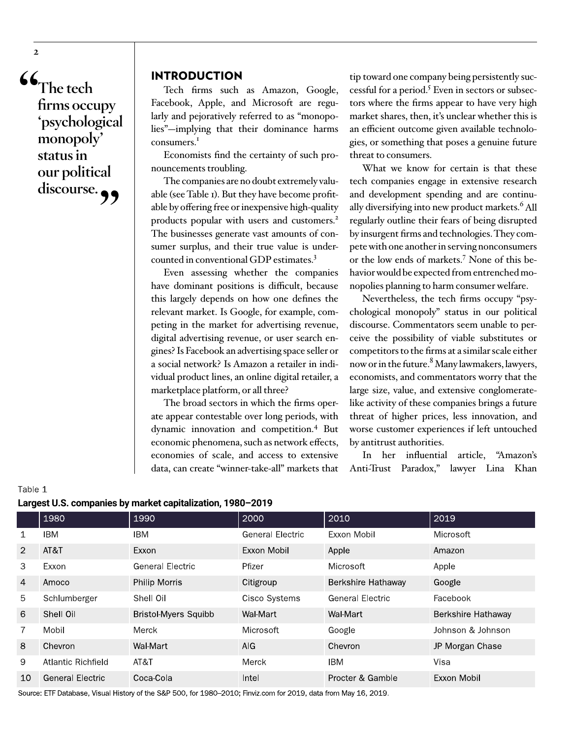> "The tech firms occupy 'psychological monopoly' status in our political discourse."

## INTRODUCTION

Tech firms such as Amazon, Google, Facebook, Apple, and Microsoft are regularly and pejoratively referred to as "monopolies"—implying that their dominance harms consumers.[1]

Economists find the certainty of such pronouncements troubling.

The companies are no doubt extremely valuable (see Table 1). But they have become profitable by offering free or inexpensive high-quality products popular with users and customers.[2] The businesses generate vast amounts of consumer surplus, and their true value is undercounted in conventional GDP estimates.[3]

Even assessing whether the companies have dominant positions is difficult, because this largely depends on how one defines the relevant market. Is Google, for example, competing in the market for advertising revenue, digital advertising revenue, or user search engines? Is Facebook an advertising space seller or a social network? Is Amazon a retailer in individual product lines, an online digital retailer, a marketplace platform, or all three?

The broad sectors in which the firms operate appear contestable over long periods, with dynamic innovation and competition.[4] But economic phenomena, such as network effects, economies of scale, and access to extensive data, can create "winner-take-all" markets that tip toward one company being persistently successful for a period.[5] Even in sectors or subsectors where the firms appear to have very high market shares, then, it's unclear whether this is an efficient outcome given available technologies, or something that poses a genuine future threat to consumers.

What we know for certain is that these tech companies engage in extensive research and development spending and are continually diversifying into new product markets.[6] All regularly outline their fears of being disrupted by insurgent firms and technologies. They compete with one another in serving nonconsumers or the low ends of markets.[7] None of this behavior would be expected from entrenched monopolies planning to harm consumer welfare.

Nevertheless, the tech firms occupy "psychological monopoly" status in our political discourse. Commentators seem unable to perceive the possibility of viable substitutes or competitors to the firms at a similar scale either now or in the future.[8] Many lawmakers, lawyers, economists, and commentators worry that the large size, value, and extensive conglomerate-like activity of these companies brings a future threat of higher prices, less innovation, and worse customer experiences if left untouched by antitrust authorities.

In her influential article, "Amazon's Anti-Trust Paradox," lawyer Lina Khan

Table 1

**Largest U.S. companies by market capitalization, 1980–2019**

| | 1980 | 1990 | 2000 | 2010 | 2019 |
|---|---|---|---|---|---|
| 1 | IBM | IBM | General Electric | Exxon Mobil | Microsoft |
| 2 | AT&T | Exxon | Exxon Mobil | Apple | Amazon |
| 3 | Exxon | General Electric | Pfizer | Microsoft | Apple |
| 4 | Amoco | Philip Morris | Citigroup | Berkshire Hathaway | Google |
| 5 | Schlumberger | Shell Oil | Cisco Systems | General Electric | Facebook |
| 6 | Shell Oil | Bristol-Myers Squibb | Wal-Mart | Wal-Mart | Berkshire Hathaway |
| 7 | Mobil | Merck | Microsoft | Google | Johnson & Johnson |
| 8 | Chevron | Wal-Mart | AIG | Chevron | JP Morgan Chase |
| 9 | Atlantic Richfield | AT&T | Merck | IBM | Visa |
| 10 | General Electric | Coca-Cola | Intel | Procter & Gamble | Exxon Mobil |

Source: ETF Database, Visual History of the S&P 500, for 1980–2010; Finviz.com for 2019, data from May 16, 2019.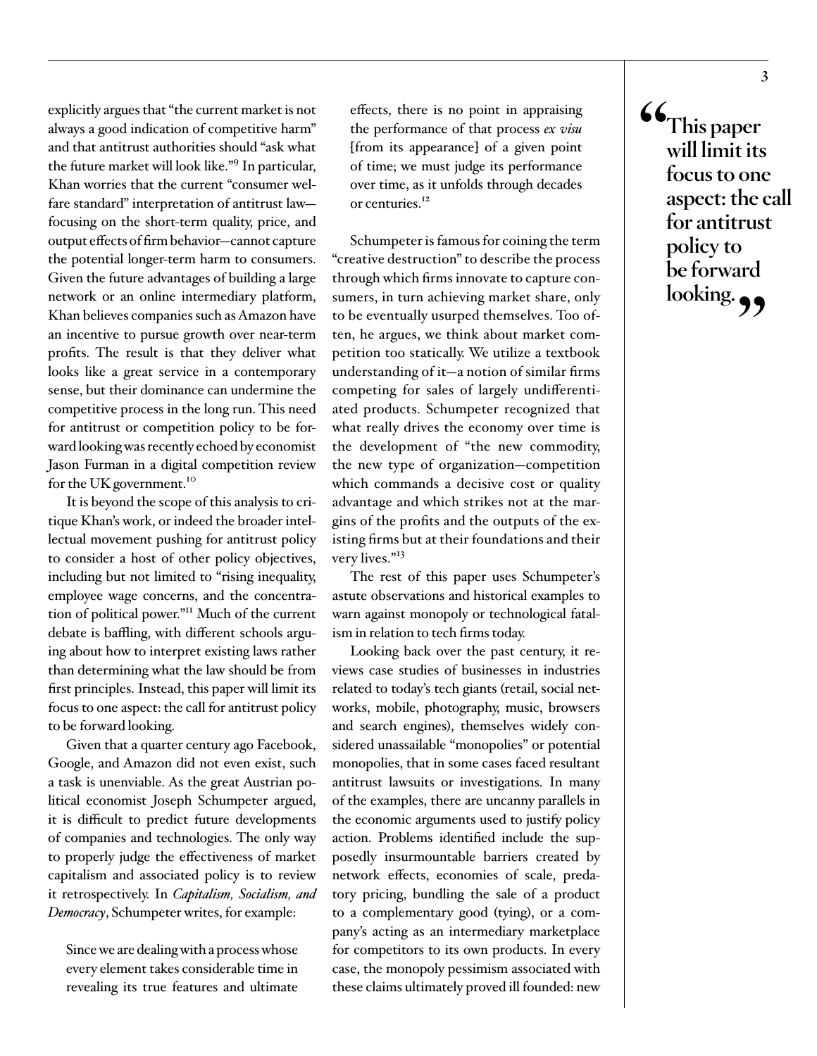explicitly argues that "the current market is not always a good indication of competitive harm" and that antitrust authorities should "ask what the future market will look like."[9] In particular, Khan worries that the current "consumer welfare standard" interpretation of antitrust law—focusing on the short-term quality, price, and output effects of firm behavior—cannot capture the potential longer-term harm to consumers. Given the future advantages of building a large network or an online intermediary platform, Khan believes companies such as Amazon have an incentive to pursue growth over near-term profits. The result is that they deliver what looks like a great service in a contemporary sense, but their dominance can undermine the competitive process in the long run. This need for antitrust or competition policy to be forward looking was recently echoed by economist Jason Furman in a digital competition review for the UK government.[10]

It is beyond the scope of this analysis to critique Khan's work, or indeed the broader intellectual movement pushing for antitrust policy to consider a host of other policy objectives, including but not limited to "rising inequality, employee wage concerns, and the concentration of political power."[11] Much of the current debate is baffling, with different schools arguing about how to interpret existing laws rather than determining what the law should be from first principles. Instead, this paper will limit its focus to one aspect: the call for antitrust policy to be forward looking.

Given that a quarter century ago Facebook, Google, and Amazon did not even exist, such a task is unenviable. As the great Austrian political economist Joseph Schumpeter argued, it is difficult to predict future developments of companies and technologies. The only way to properly judge the effectiveness of market capitalism and associated policy is to review it retrospectively. In *Capitalism, Socialism, and Democracy*, Schumpeter writes, for example:

> Since we are dealing with a process whose every element takes considerable time in revealing its true features and ultimate effects, there is no point in appraising the performance of that process *ex visu* [from its appearance] of a given point of time; we must judge its performance over time, as it unfolds through decades or centuries.[12]

Schumpeter is famous for coining the term "creative destruction" to describe the process through which firms innovate to capture consumers, in turn achieving market share, only to be eventually usurped themselves. Too often, he argues, we think about market competition too statically. We utilize a textbook understanding of it—a notion of similar firms competing for sales of largely undifferentiated products. Schumpeter recognized that what really drives the economy over time is the development of "the new commodity, the new type of organization—competition which commands a decisive cost or quality advantage and which strikes not at the margins of the profits and the outputs of the existing firms but at their foundations and their very lives."[13]

The rest of this paper uses Schumpeter's astute observations and historical examples to warn against monopoly or technological fatalism in relation to tech firms today.

Looking back over the past century, it reviews case studies of businesses in industries related to today's tech giants (retail, social networks, mobile, photography, music, browsers and search engines), themselves widely considered unassailable "monopolies" or potential monopolies, that in some cases faced resultant antitrust lawsuits or investigations. In many of the examples, there are uncanny parallels in the economic arguments used to justify policy action. Problems identified include the supposedly insurmountable barriers created by network effects, economies of scale, predatory pricing, bundling the sale of a product to a complementary good (tying), or a company's acting as an intermediary marketplace for competitors to its own products. In every case, the monopoly pessimism associated with these claims ultimately proved ill founded: new

> **"This paper will limit its focus to one aspect: the call for antitrust policy to be forward looking."**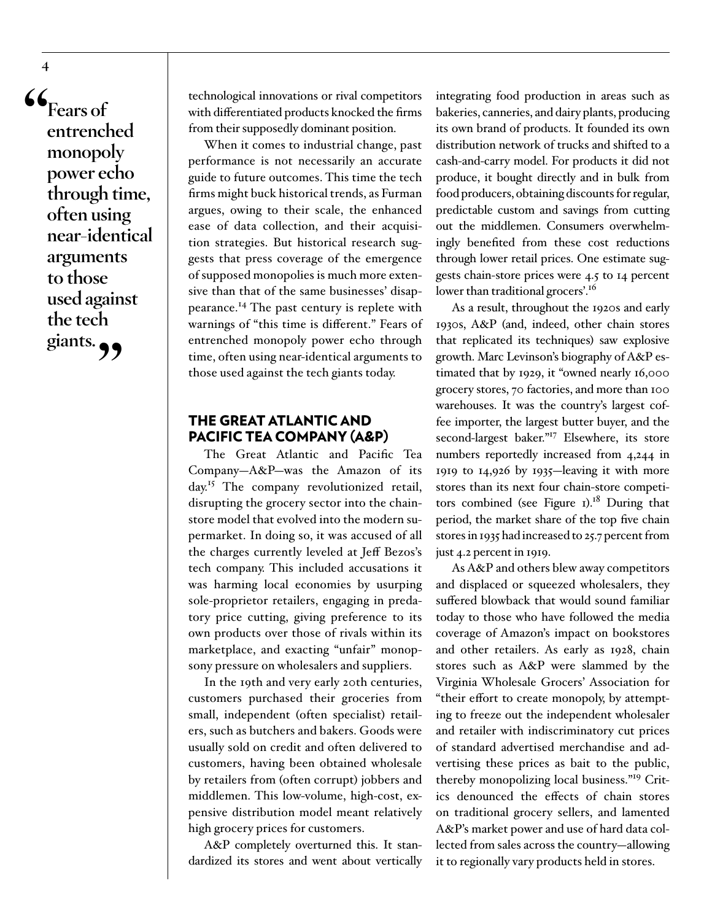> "Fears of entrenched monopoly power echo through time, often using near-identical arguments to those used against the tech giants."

technological innovations or rival competitors with differentiated products knocked the firms from their supposedly dominant position.

When it comes to industrial change, past performance is not necessarily an accurate guide to future outcomes. This time the tech firms might buck historical trends, as Furman argues, owing to their scale, the enhanced ease of data collection, and their acquisition strategies. But historical research suggests that press coverage of the emergence of supposed monopolies is much more extensive than that of the same businesses' disappearance.[14] The past century is replete with warnings of "this time is different." Fears of entrenched monopoly power echo through time, often using near-identical arguments to those used against the tech giants today.

## THE GREAT ATLANTIC AND PACIFIC TEA COMPANY (A&P)

The Great Atlantic and Pacific Tea Company—A&P—was the Amazon of its day.[15] The company revolutionized retail, disrupting the grocery sector into the chain-store model that evolved into the modern supermarket. In doing so, it was accused of all the charges currently leveled at Jeff Bezos's tech company. This included accusations it was harming local economies by usurping sole-proprietor retailers, engaging in predatory price cutting, giving preference to its own products over those of rivals within its marketplace, and exacting "unfair" monopsony pressure on wholesalers and suppliers.

In the 19th and very early 20th centuries, customers purchased their groceries from small, independent (often specialist) retailers, such as butchers and bakers. Goods were usually sold on credit and often delivered to customers, having been obtained wholesale by retailers from (often corrupt) jobbers and middlemen. This low-volume, high-cost, expensive distribution model meant relatively high grocery prices for customers.

A&P completely overturned this. It standardized its stores and went about vertically integrating food production in areas such as bakeries, canneries, and dairy plants, producing its own brand of products. It founded its own distribution network of trucks and shifted to a cash-and-carry model. For products it did not produce, it bought directly and in bulk from food producers, obtaining discounts for regular, predictable custom and savings from cutting out the middlemen. Consumers overwhelmingly benefited from these cost reductions through lower retail prices. One estimate suggests chain-store prices were 4.5 to 14 percent lower than traditional grocers'.[16]

As a result, throughout the 1920s and early 1930s, A&P (and, indeed, other chain stores that replicated its techniques) saw explosive growth. Marc Levinson's biography of A&P estimated that by 1929, it "owned nearly 16,000 grocery stores, 70 factories, and more than 100 warehouses. It was the country's largest coffee importer, the largest butter buyer, and the second-largest baker."[17] Elsewhere, its store numbers reportedly increased from 4,244 in 1919 to 14,926 by 1935—leaving it with more stores than its next four chain-store competitors combined (see Figure 1).[18] During that period, the market share of the top five chain stores in 1935 had increased to 25.7 percent from just 4.2 percent in 1919.

As A&P and others blew away competitors and displaced or squeezed wholesalers, they suffered blowback that would sound familiar today to those who have followed the media coverage of Amazon's impact on bookstores and other retailers. As early as 1928, chain stores such as A&P were slammed by the Virginia Wholesale Grocers' Association for "their effort to create monopoly, by attempting to freeze out the independent wholesaler and retailer with indiscriminatory cut prices of standard advertised merchandise and advertising these prices as bait to the public, thereby monopolizing local business."[19] Critics denounced the effects of chain stores on traditional grocery sellers, and lamented A&P's market power and use of hard data collected from sales across the country—allowing it to regionally vary products held in stores.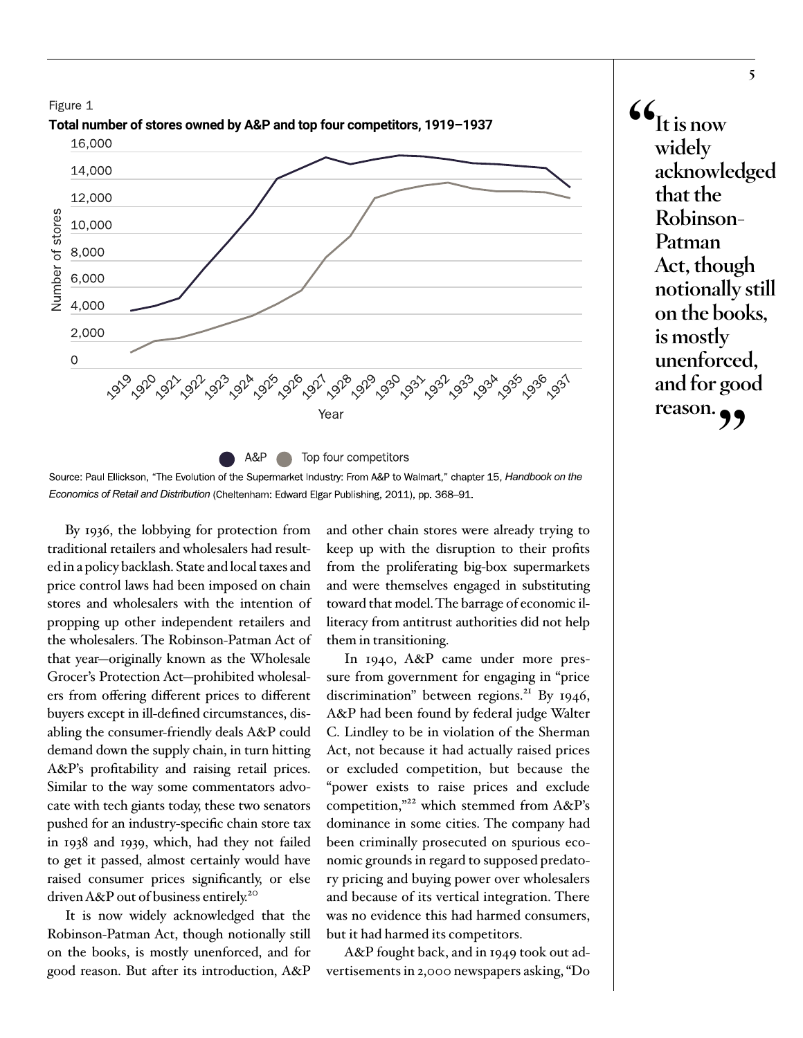Figure 1

**Total number of stores owned by A&P and top four competitors, 1919–1937**

Source: Paul Ellickson, "The Evolution of the Supermarket Industry: From A&P to Walmart," chapter 15, *Handbook on the Economics of Retail and Distribution* (Cheltenham: Edward Elgar Publishing, 2011), pp. 368–91.

By 1936, the lobbying for protection from traditional retailers and wholesalers had resulted in a policy backlash. State and local taxes and price control laws had been imposed on chain stores and wholesalers with the intention of propping up other independent retailers and the wholesalers. The Robinson-Patman Act of that year—originally known as the Wholesale Grocer's Protection Act—prohibited wholesalers from offering different prices to different buyers except in ill-defined circumstances, disabling the consumer-friendly deals A&P could demand down the supply chain, in turn hitting A&P's profitability and raising retail prices. Similar to the way some commentators advocate with tech giants today, these two senators pushed for an industry-specific chain store tax in 1938 and 1939, which, had they not failed to get it passed, almost certainly would have raised consumer prices significantly, or else driven A&P out of business entirely.[20]

It is now widely acknowledged that the Robinson-Patman Act, though notionally still on the books, is mostly unenforced, and for good reason. But after its introduction, A&P and other chain stores were already trying to keep up with the disruption to their profits from the proliferating big-box supermarkets and were themselves engaged in substituting toward that model. The barrage of economic illiteracy from antitrust authorities did not help them in transitioning.

In 1940, A&P came under more pressure from government for engaging in "price discrimination" between regions.[21] By 1946, A&P had been found by federal judge Walter C. Lindley to be in violation of the Sherman Act, not because it had actually raised prices or excluded competition, but because the "power exists to raise prices and exclude competition,"[22] which stemmed from A&P's dominance in some cities. The company had been criminally prosecuted on spurious economic grounds in regard to supposed predatory pricing and buying power over wholesalers and because of its vertical integration. There was no evidence this had harmed consumers, but it had harmed its competitors.

A&P fought back, and in 1949 took out advertisements in 2,000 newspapers asking, "Do

> "It is now widely acknowledged that the Robinson-Patman Act, though notionally still on the books, is mostly unenforced, and for good reason."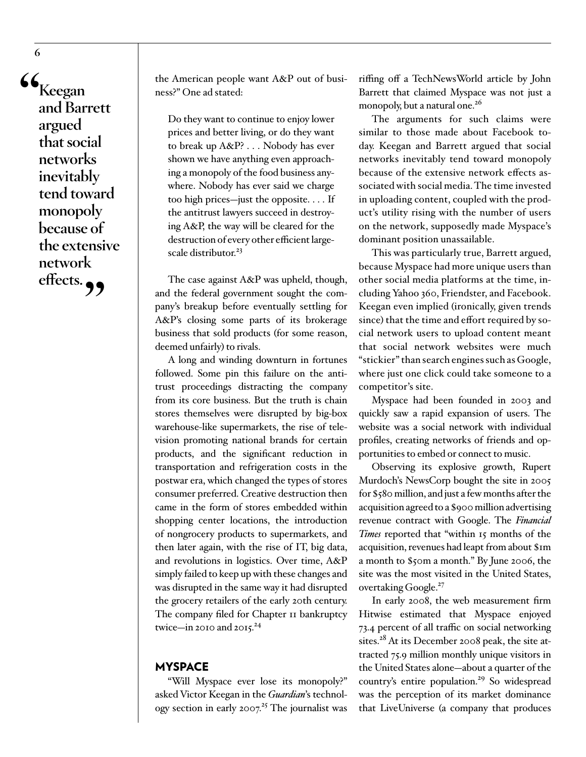> "Keegan and Barrett argued that social networks inevitably tend toward monopoly because of the extensive network effects."

the American people want A&P out of business?" One ad stated:

> Do they want to continue to enjoy lower prices and better living, or do they want to break up A&P? . . . Nobody has ever shown we have anything even approaching a monopoly of the food business anywhere. Nobody has ever said we charge too high prices—just the opposite. . . . If the antitrust lawyers succeed in destroying A&P, the way will be cleared for the destruction of every other efficient large-scale distributor.[23]

The case against A&P was upheld, though, and the federal government sought the company's breakup before eventually settling for A&P's closing some parts of its brokerage business that sold products (for some reason, deemed unfairly) to rivals.

A long and winding downturn in fortunes followed. Some pin this failure on the antitrust proceedings distracting the company from its core business. But the truth is chain stores themselves were disrupted by big-box warehouse-like supermarkets, the rise of television promoting national brands for certain products, and the significant reduction in transportation and refrigeration costs in the postwar era, which changed the types of stores consumer preferred. Creative destruction then came in the form of stores embedded within shopping center locations, the introduction of nongrocery products to supermarkets, and then later again, with the rise of IT, big data, and revolutions in logistics. Over time, A&P simply failed to keep up with these changes and was disrupted in the same way it had disrupted the grocery retailers of the early 20th century. The company filed for Chapter 11 bankruptcy twice—in 2010 and 2015.[24]

## MYSPACE

"Will Myspace ever lose its monopoly?" asked Victor Keegan in the *Guardian*'s technology section in early 2007.[25] The journalist was riffing off a TechNewsWorld article by John Barrett that claimed Myspace was not just a monopoly, but a natural one.[26]

The arguments for such claims were similar to those made about Facebook today. Keegan and Barrett argued that social networks inevitably tend toward monopoly because of the extensive network effects associated with social media. The time invested in uploading content, coupled with the product's utility rising with the number of users on the network, supposedly made Myspace's dominant position unassailable.

This was particularly true, Barrett argued, because Myspace had more unique users than other social media platforms at the time, including Yahoo 360, Friendster, and Facebook. Keegan even implied (ironically, given trends since) that the time and effort required by social network users to upload content meant that social network websites were much "stickier" than search engines such as Google, where just one click could take someone to a competitor's site.

Myspace had been founded in 2003 and quickly saw a rapid expansion of users. The website was a social network with individual profiles, creating networks of friends and opportunities to embed or connect to music.

Observing its explosive growth, Rupert Murdoch's NewsCorp bought the site in 2005 for $580 million, and just a few months after the acquisition agreed to a $900 million advertising revenue contract with Google. The *Financial Times* reported that "within 15 months of the acquisition, revenues had leapt from about $1m a month to $50m a month." By June 2006, the site was the most visited in the United States, overtaking Google.[27]

In early 2008, the web measurement firm Hitwise estimated that Myspace enjoyed 73.4 percent of all traffic on social networking sites.[28] At its December 2008 peak, the site attracted 75.9 million monthly unique visitors in the United States alone—about a quarter of the country's entire population.[29] So widespread was the perception of its market dominance that LiveUniverse (a company that produces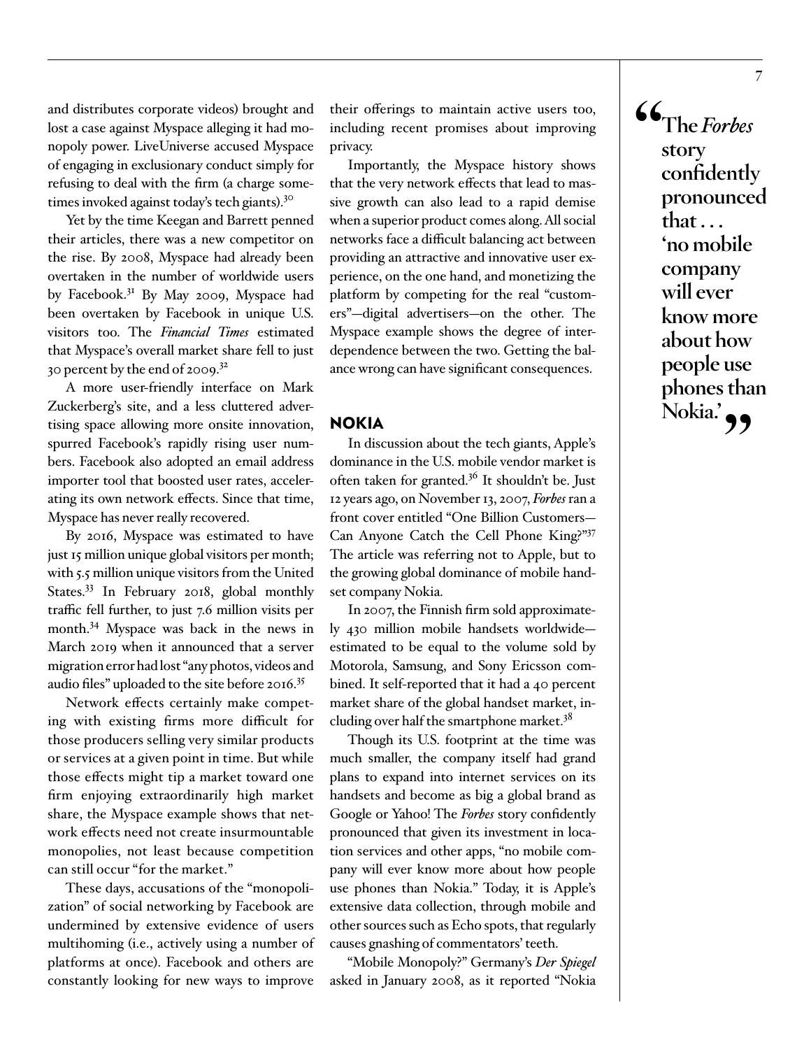and distributes corporate videos) brought and lost a case against Myspace alleging it had monopoly power. LiveUniverse accused Myspace of engaging in exclusionary conduct simply for refusing to deal with the firm (a charge sometimes invoked against today's tech giants).[30]

Yet by the time Keegan and Barrett penned their articles, there was a new competitor on the rise. By 2008, Myspace had already been overtaken in the number of worldwide users by Facebook.[31] By May 2009, Myspace had been overtaken by Facebook in unique U.S. visitors too. The *Financial Times* estimated that Myspace's overall market share fell to just 30 percent by the end of 2009.[32]

A more user-friendly interface on Mark Zuckerberg's site, and a less cluttered advertising space allowing more onsite innovation, spurred Facebook's rapidly rising user numbers. Facebook also adopted an email address importer tool that boosted user rates, accelerating its own network effects. Since that time, Myspace has never really recovered.

By 2016, Myspace was estimated to have just 15 million unique global visitors per month; with 5.5 million unique visitors from the United States.[33] In February 2018, global monthly traffic fell further, to just 7.6 million visits per month.[34] Myspace was back in the news in March 2019 when it announced that a server migration error had lost "any photos, videos and audio files" uploaded to the site before 2016.[35]

Network effects certainly make competing with existing firms more difficult for those producers selling very similar products or services at a given point in time. But while those effects might tip a market toward one firm enjoying extraordinarily high market share, the Myspace example shows that network effects need not create insurmountable monopolies, not least because competition can still occur "for the market."

These days, accusations of the "monopolization" of social networking by Facebook are undermined by extensive evidence of users multihoming (i.e., actively using a number of platforms at once). Facebook and others are constantly looking for new ways to improve their offerings to maintain active users too, including recent promises about improving privacy.

Importantly, the Myspace history shows that the very network effects that lead to massive growth can also lead to a rapid demise when a superior product comes along. All social networks face a difficult balancing act between providing an attractive and innovative user experience, on the one hand, and monetizing the platform by competing for the real "customers"—digital advertisers—on the other. The Myspace example shows the degree of interdependence between the two. Getting the balance wrong can have significant consequences.

## NOKIA

In discussion about the tech giants, Apple's dominance in the U.S. mobile vendor market is often taken for granted.[36] It shouldn't be. Just 12 years ago, on November 13, 2007, *Forbes* ran a front cover entitled "One Billion Customers—Can Anyone Catch the Cell Phone King?"[37] The article was referring not to Apple, but to the growing global dominance of mobile handset company Nokia.

In 2007, the Finnish firm sold approximately 430 million mobile handsets worldwide—estimated to be equal to the volume sold by Motorola, Samsung, and Sony Ericsson combined. It self-reported that it had a 40 percent market share of the global handset market, including over half the smartphone market.[38]

Though its U.S. footprint at the time was much smaller, the company itself had grand plans to expand into internet services on its handsets and become as big a global brand as Google or Yahoo! The *Forbes* story confidently pronounced that given its investment in location services and other apps, "no mobile company will ever know more about how people use phones than Nokia." Today, it is Apple's extensive data collection, through mobile and other sources such as Echo spots, that regularly causes gnashing of commentators' teeth.

"Mobile Monopoly?" Germany's *Der Spiegel* asked in January 2008, as it reported "Nokia

> **"The *Forbes* story confidently pronounced that . . . 'no mobile company will ever know more about how people use phones than Nokia.'"**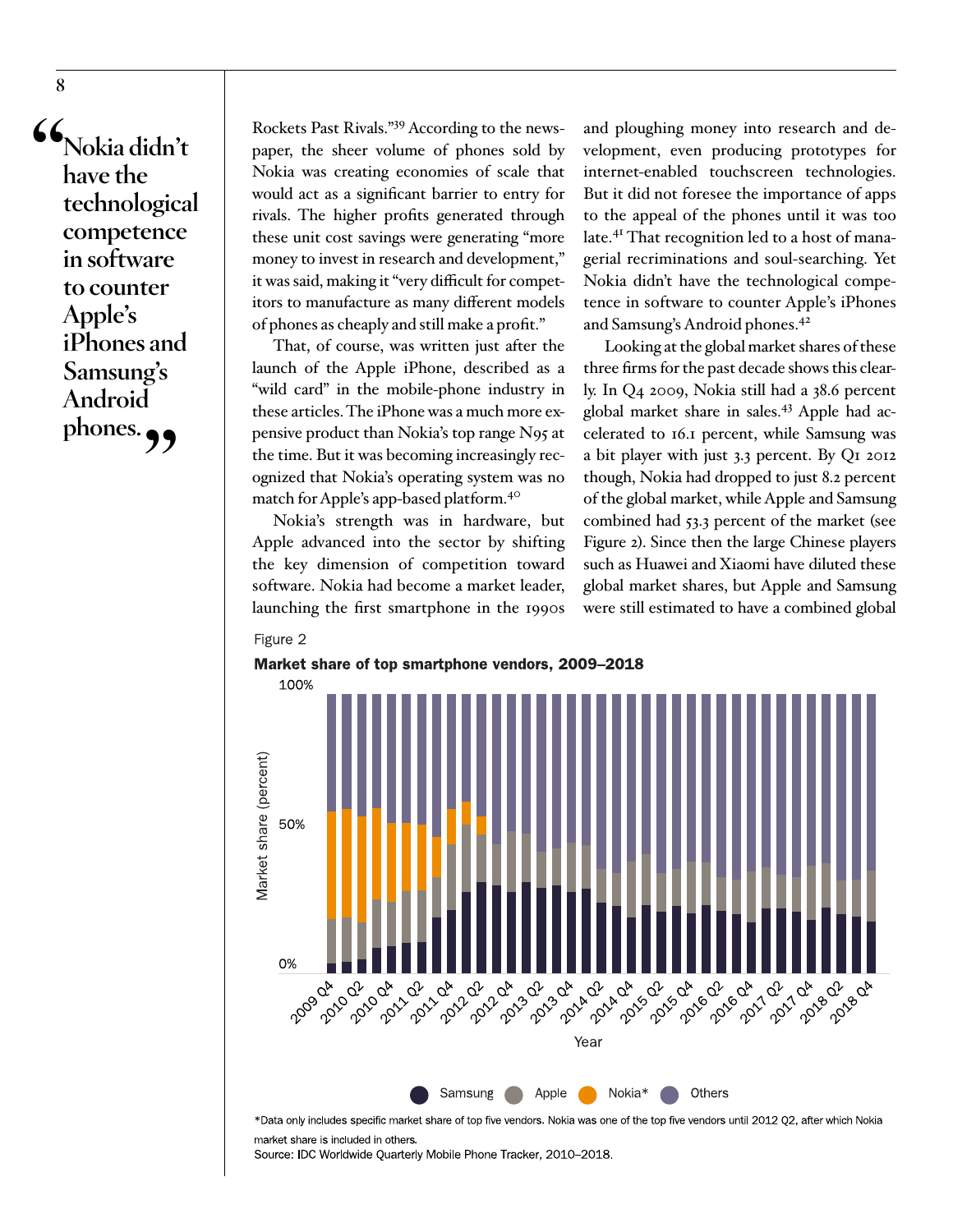> "Nokia didn't have the technological competence in software to counter Apple's iPhones and Samsung's Android phones."

Rockets Past Rivals."[39] According to the newspaper, the sheer volume of phones sold by Nokia was creating economies of scale that would act as a significant barrier to entry for rivals. The higher profits generated through these unit cost savings were generating "more money to invest in research and development," it was said, making it "very difficult for competitors to manufacture as many different models of phones as cheaply and still make a profit."

That, of course, was written just after the launch of the Apple iPhone, described as a "wild card" in the mobile-phone industry in these articles. The iPhone was a much more expensive product than Nokia's top range N95 at the time. But it was becoming increasingly recognized that Nokia's operating system was no match for Apple's app-based platform.[40]

Nokia's strength was in hardware, but Apple advanced into the sector by shifting the key dimension of competition toward software. Nokia had become a market leader, launching the first smartphone in the 1990s and ploughing money into research and development, even producing prototypes for internet-enabled touchscreen technologies. But it did not foresee the importance of apps to the appeal of the phones until it was too late.[41] That recognition led to a host of managerial recriminations and soul-searching. Yet Nokia didn't have the technological competence in software to counter Apple's iPhones and Samsung's Android phones.[42]

Looking at the global market shares of these three firms for the past decade shows this clearly. In Q4 2009, Nokia still had a 38.6 percent global market share in sales.[43] Apple had accelerated to 16.1 percent, while Samsung was a bit player with just 3.3 percent. By Q1 2012 though, Nokia had dropped to just 8.2 percent of the global market, while Apple and Samsung combined had 53.3 percent of the market (see Figure 2). Since then the large Chinese players such as Huawei and Xiaomi have diluted these global market shares, but Apple and Samsung were still estimated to have a combined global

Figure 2

**Market share of top smartphone vendors, 2009–2018**

*Data only includes specific market share of top five vendors. Nokia was one of the top five vendors until 2012 Q2, after which Nokia market share is included in others.

Source: IDC Worldwide Quarterly Mobile Phone Tracker, 2010–2018.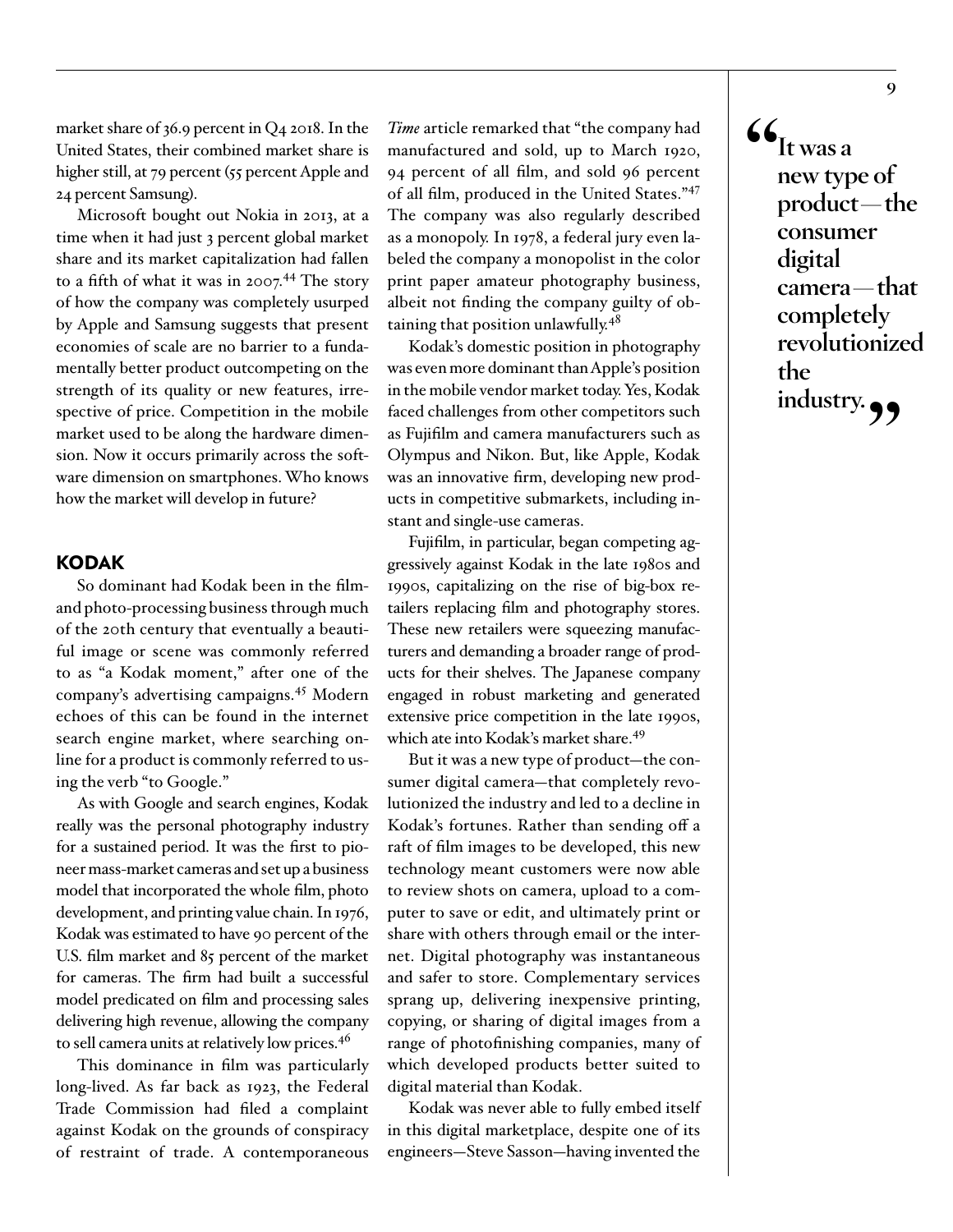market share of 36.9 percent in Q4 2018. In the United States, their combined market share is higher still, at 79 percent (55 percent Apple and 24 percent Samsung).

Microsoft bought out Nokia in 2013, at a time when it had just 3 percent global market share and its market capitalization had fallen to a fifth of what it was in 2007.[44] The story of how the company was completely usurped by Apple and Samsung suggests that present economies of scale are no barrier to a fundamentally better product outcompeting on the strength of its quality or new features, irrespective of price. Competition in the mobile market used to be along the hardware dimension. Now it occurs primarily across the software dimension on smartphones. Who knows how the market will develop in future?

## KODAK

So dominant had Kodak been in the film- and photo-processing business through much of the 20th century that eventually a beautiful image or scene was commonly referred to as "a Kodak moment," after one of the company's advertising campaigns.[45] Modern echoes of this can be found in the internet search engine market, where searching online for a product is commonly referred to using the verb "to Google."

As with Google and search engines, Kodak really was the personal photography industry for a sustained period. It was the first to pioneer mass-market cameras and set up a business model that incorporated the whole film, photo development, and printing value chain. In 1976, Kodak was estimated to have 90 percent of the U.S. film market and 85 percent of the market for cameras. The firm had built a successful model predicated on film and processing sales delivering high revenue, allowing the company to sell camera units at relatively low prices.[46]

This dominance in film was particularly long-lived. As far back as 1923, the Federal Trade Commission had filed a complaint against Kodak on the grounds of conspiracy of restraint of trade. A contemporaneous *Time* article remarked that "the company had manufactured and sold, up to March 1920, 94 percent of all film, and sold 96 percent of all film, produced in the United States."[47] The company was also regularly described as a monopoly. In 1978, a federal jury even labeled the company a monopolist in the color print paper amateur photography business, albeit not finding the company guilty of obtaining that position unlawfully.[48]

Kodak's domestic position in photography was even more dominant than Apple's position in the mobile vendor market today. Yes, Kodak faced challenges from other competitors such as Fujifilm and camera manufacturers such as Olympus and Nikon. But, like Apple, Kodak was an innovative firm, developing new products in competitive submarkets, including instant and single-use cameras.

Fujifilm, in particular, began competing aggressively against Kodak in the late 1980s and 1990s, capitalizing on the rise of big-box retailers replacing film and photography stores. These new retailers were squeezing manufacturers and demanding a broader range of products for their shelves. The Japanese company engaged in robust marketing and generated extensive price competition in the late 1990s, which ate into Kodak's market share.[49]

But it was a new type of product—the consumer digital camera—that completely revolutionized the industry and led to a decline in Kodak's fortunes. Rather than sending off a raft of film images to be developed, this new technology meant customers were now able to review shots on camera, upload to a computer to save or edit, and ultimately print or share with others through email or the internet. Digital photography was instantaneous and safer to store. Complementary services sprang up, delivering inexpensive printing, copying, or sharing of digital images from a range of photofinishing companies, many of which developed products better suited to digital material than Kodak.

Kodak was never able to fully embed itself in this digital marketplace, despite one of its engineers—Steve Sasson—having invented the

> **"It was a new type of product—the consumer digital camera—that completely revolutionized the industry."**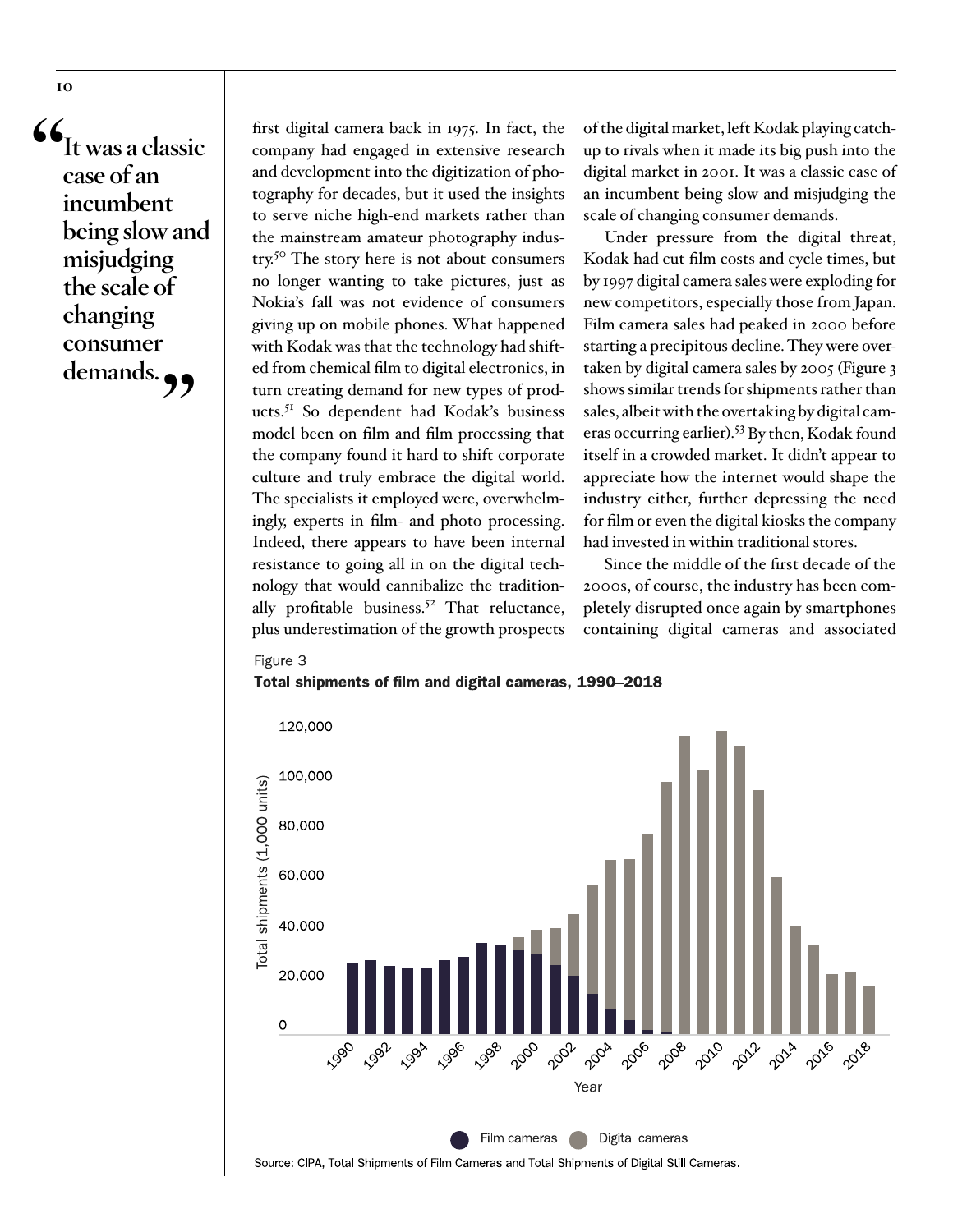> "It was a classic case of an incumbent being slow and misjudging the scale of changing consumer demands."

first digital camera back in 1975. In fact, the company had engaged in extensive research and development into the digitization of photography for decades, but it used the insights to serve niche high-end markets rather than the mainstream amateur photography industry.[50] The story here is not about consumers no longer wanting to take pictures, just as Nokia's fall was not evidence of consumers giving up on mobile phones. What happened with Kodak was that the technology had shifted from chemical film to digital electronics, in turn creating demand for new types of products.[51] So dependent had Kodak's business model been on film and film processing that the company found it hard to shift corporate culture and truly embrace the digital world. The specialists it employed were, overwhelmingly, experts in film- and photo processing. Indeed, there appears to have been internal resistance to going all in on the digital technology that would cannibalize the traditionally profitable business.[52] That reluctance, plus underestimation of the growth prospects of the digital market, left Kodak playing catch-up to rivals when it made its big push into the digital market in 2001. It was a classic case of an incumbent being slow and misjudging the scale of changing consumer demands.

Under pressure from the digital threat, Kodak had cut film costs and cycle times, but by 1997 digital camera sales were exploding for new competitors, especially those from Japan. Film camera sales had peaked in 2000 before starting a precipitous decline. They were overtaken by digital camera sales by 2005 (Figure 3 shows similar trends for shipments rather than sales, albeit with the overtaking by digital cameras occurring earlier).[53] By then, Kodak found itself in a crowded market. It didn't appear to appreciate how the internet would shape the industry either, further depressing the need for film or even the digital kiosks the company had invested in within traditional stores.

Since the middle of the first decade of the 2000s, of course, the industry has been completely disrupted once again by smartphones containing digital cameras and associated

Figure 3

**Total shipments of film and digital cameras, 1990–2018**

Source: CIPA, Total Shipments of Film Cameras and Total Shipments of Digital Still Cameras.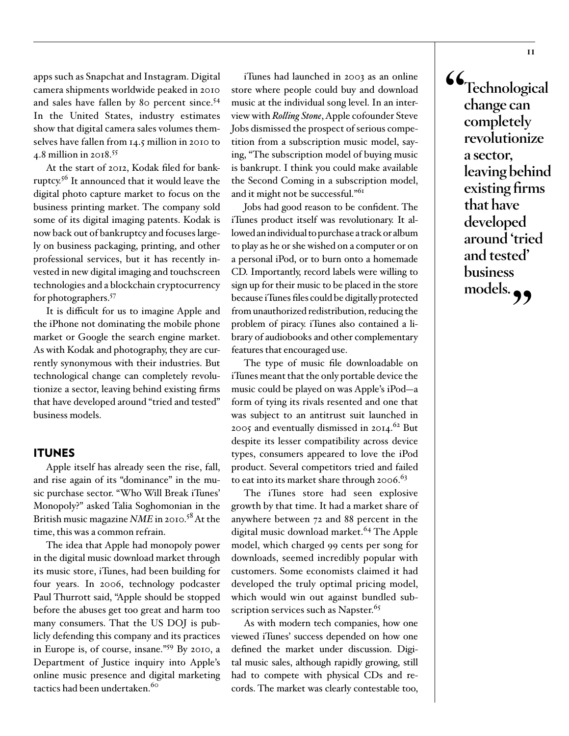apps such as Snapchat and Instagram. Digital camera shipments worldwide peaked in 2010 and sales have fallen by 80 percent since.[54] In the United States, industry estimates show that digital camera sales volumes themselves have fallen from 14.5 million in 2010 to 4.8 million in 2018.[55]

At the start of 2012, Kodak filed for bankruptcy.[56] It announced that it would leave the digital photo capture market to focus on the business printing market. The company sold some of its digital imaging patents. Kodak is now back out of bankruptcy and focuses largely on business packaging, printing, and other professional services, but it has recently invested in new digital imaging and touchscreen technologies and a blockchain cryptocurrency for photographers.[57]

It is difficult for us to imagine Apple and the iPhone not dominating the mobile phone market or Google the search engine market. As with Kodak and photography, they are currently synonymous with their industries. But technological change can completely revolutionize a sector, leaving behind existing firms that have developed around "tried and tested" business models.

## ITUNES

Apple itself has already seen the rise, fall, and rise again of its "dominance" in the music purchase sector. "Who Will Break iTunes' Monopoly?" asked Talia Soghomonian in the British music magazine *NME* in 2010.[58] At the time, this was a common refrain.

The idea that Apple had monopoly power in the digital music download market through its music store, iTunes, had been building for four years. In 2006, technology podcaster Paul Thurrott said, "Apple should be stopped before the abuses get too great and harm too many consumers. That the US DOJ is publicly defending this company and its practices in Europe is, of course, insane."[59] By 2010, a Department of Justice inquiry into Apple's online music presence and digital marketing tactics had been undertaken.[60]

iTunes had launched in 2003 as an online store where people could buy and download music at the individual song level. In an interview with *Rolling Stone*, Apple cofounder Steve Jobs dismissed the prospect of serious competition from a subscription music model, saying, "The subscription model of buying music is bankrupt. I think you could make available the Second Coming in a subscription model, and it might not be successful."[61]

Jobs had good reason to be confident. The iTunes product itself was revolutionary. It allowed an individual to purchase a track or album to play as he or she wished on a computer or on a personal iPod, or to burn onto a homemade CD. Importantly, record labels were willing to sign up for their music to be placed in the store because iTunes files could be digitally protected from unauthorized redistribution, reducing the problem of piracy. iTunes also contained a library of audiobooks and other complementary features that encouraged use.

The type of music file downloadable on iTunes meant that the only portable device the music could be played on was Apple's iPod—a form of tying its rivals resented and one that was subject to an antitrust suit launched in 2005 and eventually dismissed in 2014.[62] But despite its lesser compatibility across device types, consumers appeared to love the iPod product. Several competitors tried and failed to eat into its market share through 2006.[63]

The iTunes store had seen explosive growth by that time. It had a market share of anywhere between 72 and 88 percent in the digital music download market.[64] The Apple model, which charged 99 cents per song for downloads, seemed incredibly popular with customers. Some economists claimed it had developed the truly optimal pricing model, which would win out against bundled subscription services such as Napster.[65]

As with modern tech companies, how one viewed iTunes' success depended on how one defined the market under discussion. Digital music sales, although rapidly growing, still had to compete with physical CDs and records. The market was clearly contestable too,

> **"Technological change can completely revolutionize a sector, leaving behind existing firms that have developed around 'tried and tested' business models."**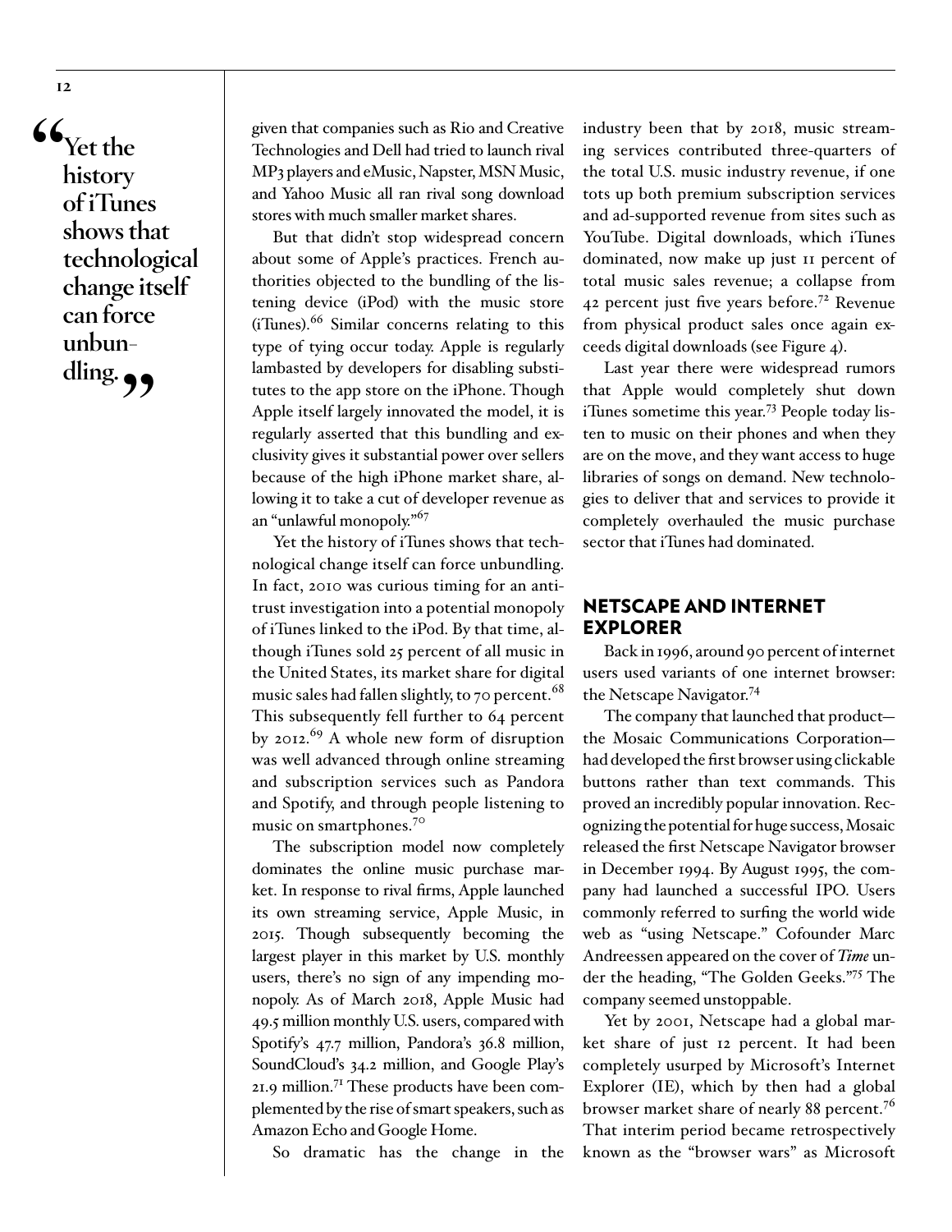> "Yet the history of iTunes shows that technological change itself can force unbundling."

given that companies such as Rio and Creative Technologies and Dell had tried to launch rival MP3 players and eMusic, Napster, MSN Music, and Yahoo Music all ran rival song download stores with much smaller market shares.

But that didn't stop widespread concern about some of Apple's practices. French authorities objected to the bundling of the listening device (iPod) with the music store (iTunes).[66] Similar concerns relating to this type of tying occur today. Apple is regularly lambasted by developers for disabling substitutes to the app store on the iPhone. Though Apple itself largely innovated the model, it is regularly asserted that this bundling and exclusivity gives it substantial power over sellers because of the high iPhone market share, allowing it to take a cut of developer revenue as an "unlawful monopoly."[67]

Yet the history of iTunes shows that technological change itself can force unbundling. In fact, 2010 was curious timing for an antitrust investigation into a potential monopoly of iTunes linked to the iPod. By that time, although iTunes sold 25 percent of all music in the United States, its market share for digital music sales had fallen slightly, to 70 percent.[68] This subsequently fell further to 64 percent by 2012.[69] A whole new form of disruption was well advanced through online streaming and subscription services such as Pandora and Spotify, and through people listening to music on smartphones.[70]

The subscription model now completely dominates the online music purchase market. In response to rival firms, Apple launched its own streaming service, Apple Music, in 2015. Though subsequently becoming the largest player in this market by U.S. monthly users, there's no sign of any impending monopoly. As of March 2018, Apple Music had 49.5 million monthly U.S. users, compared with Spotify's 47.7 million, Pandora's 36.8 million, SoundCloud's 34.2 million, and Google Play's 21.9 million.[71] These products have been complemented by the rise of smart speakers, such as Amazon Echo and Google Home.

So dramatic has the change in the industry been that by 2018, music streaming services contributed three-quarters of the total U.S. music industry revenue, if one tots up both premium subscription services and ad-supported revenue from sites such as YouTube. Digital downloads, which iTunes dominated, now make up just 11 percent of total music sales revenue; a collapse from 42 percent just five years before.[72] Revenue from physical product sales once again exceeds digital downloads (see Figure 4).

Last year there were widespread rumors that Apple would completely shut down iTunes sometime this year.[73] People today listen to music on their phones and when they are on the move, and they want access to huge libraries of songs on demand. New technologies to deliver that and services to provide it completely overhauled the music purchase sector that iTunes had dominated.

## NETSCAPE AND INTERNET EXPLORER

Back in 1996, around 90 percent of internet users used variants of one internet browser: the Netscape Navigator.[74]

The company that launched that product—the Mosaic Communications Corporation—had developed the first browser using clickable buttons rather than text commands. This proved an incredibly popular innovation. Recognizing the potential for huge success, Mosaic released the first Netscape Navigator browser in December 1994. By August 1995, the company had launched a successful IPO. Users commonly referred to surfing the world wide web as "using Netscape." Cofounder Marc Andreessen appeared on the cover of ***Time*** under the heading, "The Golden Geeks."[75] The company seemed unstoppable.

Yet by 2001, Netscape had a global market share of just 12 percent. It had been completely usurped by Microsoft's Internet Explorer (IE), which by then had a global browser market share of nearly 88 percent.[76] That interim period became retrospectively known as the "browser wars" as Microsoft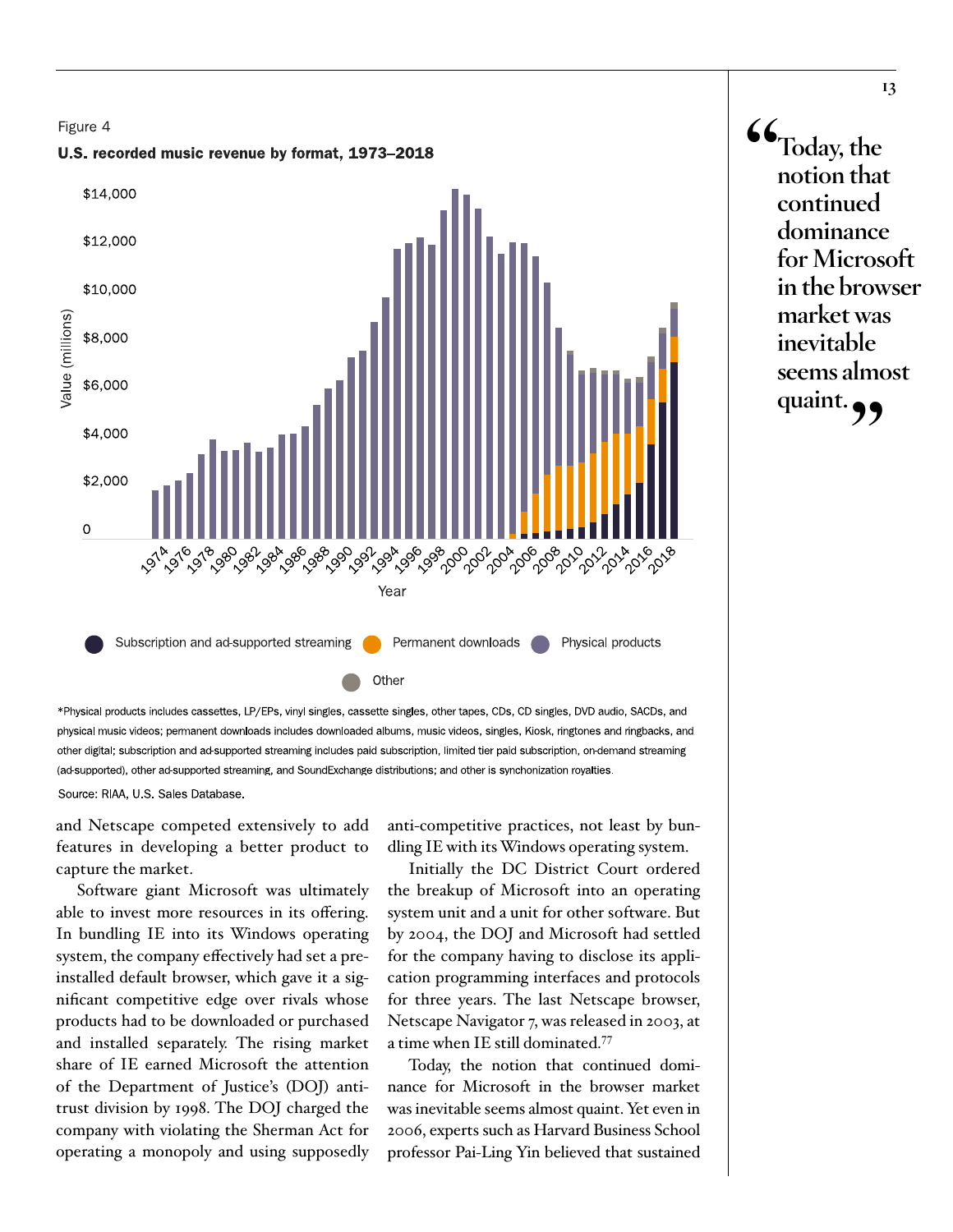Figure 4

**U.S. recorded music revenue by format, 1973–2018**

*Physical products includes cassettes, LP/EPs, vinyl singles, cassette singles, other tapes, CDs, CD singles, DVD audio, SACDs, and physical music videos; permanent downloads includes downloaded albums, music videos, singles, Kiosk, ringtones and ringbacks, and other digital; subscription and ad-supported streaming includes paid subscription, limited tier paid subscription, on-demand streaming (ad-supported), other ad-supported streaming, and SoundExchange distributions; and other is synchonization royalties.

Source: RIAA, U.S. Sales Database.

> **"Today, the notion that continued dominance for Microsoft in the browser market was inevitable seems almost quaint."**

and Netscape competed extensively to add features in developing a better product to capture the market.

Software giant Microsoft was ultimately able to invest more resources in its offering. In bundling IE into its Windows operating system, the company effectively had set a preinstalled default browser, which gave it a significant competitive edge over rivals whose products had to be downloaded or purchased and installed separately. The rising market share of IE earned Microsoft the attention of the Department of Justice's (DOJ) antitrust division by 1998. The DOJ charged the company with violating the Sherman Act for operating a monopoly and using supposedly anti-competitive practices, not least by bundling IE with its Windows operating system.

Initially the DC District Court ordered the breakup of Microsoft into an operating system unit and a unit for other software. But by 2004, the DOJ and Microsoft had settled for the company having to disclose its application programming interfaces and protocols for three years. The last Netscape browser, Netscape Navigator 7, was released in 2003, at a time when IE still dominated.[77]

Today, the notion that continued dominance for Microsoft in the browser market was inevitable seems almost quaint. Yet even in 2006, experts such as Harvard Business School professor Pai-Ling Yin believed that sustained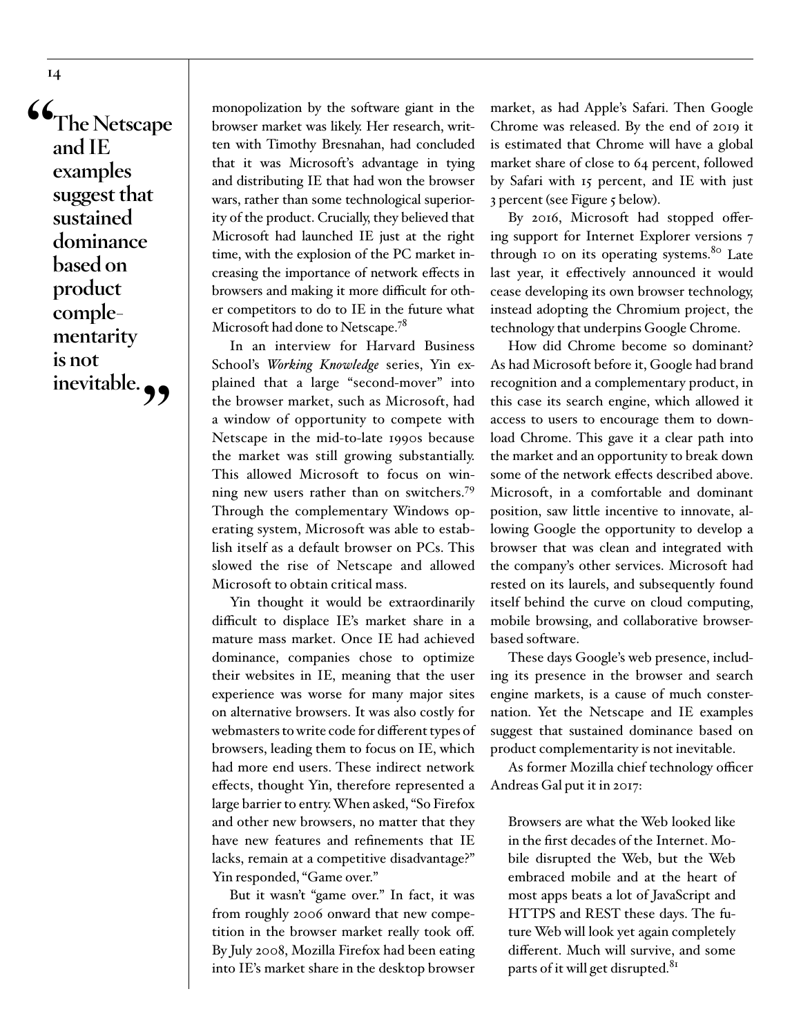> "The Netscape and IE examples suggest that sustained dominance based on product complementarity is not inevitable."

monopolization by the software giant in the browser market was likely. Her research, written with Timothy Bresnahan, had concluded that it was Microsoft's advantage in tying and distributing IE that had won the browser wars, rather than some technological superiority of the product. Crucially, they believed that Microsoft had launched IE just at the right time, with the explosion of the PC market increasing the importance of network effects in browsers and making it more difficult for other competitors to do to IE in the future what Microsoft had done to Netscape.[78]

In an interview for Harvard Business School's *Working Knowledge* series, Yin explained that a large "second-mover" into the browser market, such as Microsoft, had a window of opportunity to compete with Netscape in the mid-to-late 1990s because the market was still growing substantially. This allowed Microsoft to focus on winning new users rather than on switchers.[79] Through the complementary Windows operating system, Microsoft was able to establish itself as a default browser on PCs. This slowed the rise of Netscape and allowed Microsoft to obtain critical mass.

Yin thought it would be extraordinarily difficult to displace IE's market share in a mature mass market. Once IE had achieved dominance, companies chose to optimize their websites in IE, meaning that the user experience was worse for many major sites on alternative browsers. It was also costly for webmasters to write code for different types of browsers, leading them to focus on IE, which had more end users. These indirect network effects, thought Yin, therefore represented a large barrier to entry. When asked, "So Firefox and other new browsers, no matter that they have new features and refinements that IE lacks, remain at a competitive disadvantage?" Yin responded, "Game over."

But it wasn't "game over." In fact, it was from roughly 2006 onward that new competition in the browser market really took off. By July 2008, Mozilla Firefox had been eating into IE's market share in the desktop browser market, as had Apple's Safari. Then Google Chrome was released. By the end of 2019 it is estimated that Chrome will have a global market share of close to 64 percent, followed by Safari with 15 percent, and IE with just 3 percent (see Figure 5 below).

By 2016, Microsoft had stopped offering support for Internet Explorer versions 7 through 10 on its operating systems.[80] Late last year, it effectively announced it would cease developing its own browser technology, instead adopting the Chromium project, the technology that underpins Google Chrome.

How did Chrome become so dominant? As had Microsoft before it, Google had brand recognition and a complementary product, in this case its search engine, which allowed it access to users to encourage them to download Chrome. This gave it a clear path into the market and an opportunity to break down some of the network effects described above. Microsoft, in a comfortable and dominant position, saw little incentive to innovate, allowing Google the opportunity to develop a browser that was clean and integrated with the company's other services. Microsoft had rested on its laurels, and subsequently found itself behind the curve on cloud computing, mobile browsing, and collaborative browser-based software.

These days Google's web presence, including its presence in the browser and search engine markets, is a cause of much consternation. Yet the Netscape and IE examples suggest that sustained dominance based on product complementarity is not inevitable.

As former Mozilla chief technology officer Andreas Gal put it in 2017:

> Browsers are what the Web looked like in the first decades of the Internet. Mobile disrupted the Web, but the Web embraced mobile and at the heart of most apps beats a lot of JavaScript and HTTPS and REST these days. The future Web will look yet again completely different. Much will survive, and some parts of it will get disrupted.[81]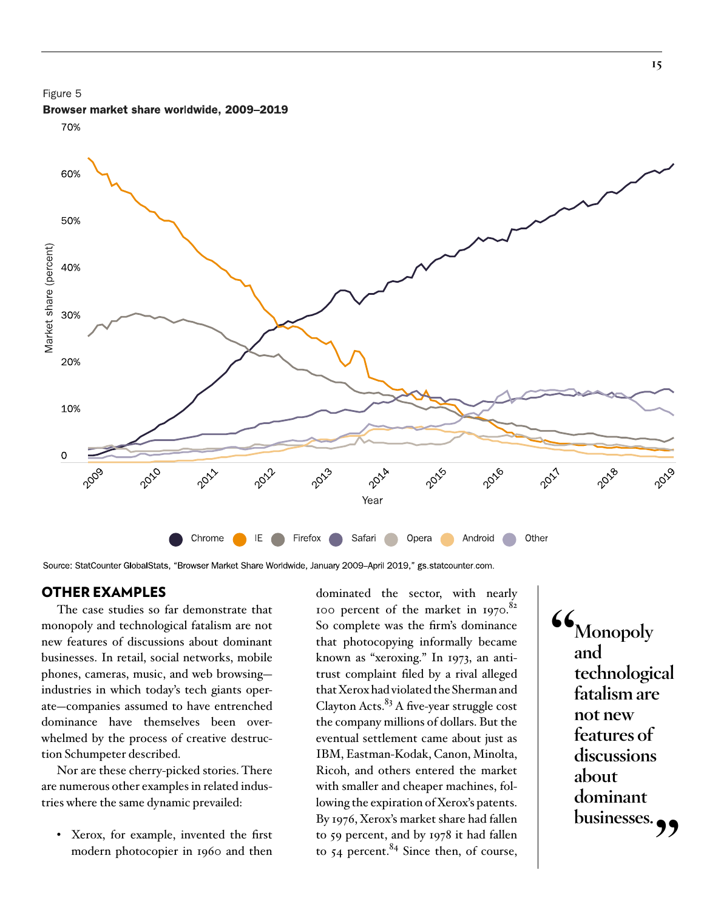Figure 5

**Browser market share worldwide, 2009–2019**

Source: StatCounter GlobalStats, "Browser Market Share Worldwide, January 2009–April 2019," gs.statcounter.com.

## OTHER EXAMPLES

The case studies so far demonstrate that monopoly and technological fatalism are not new features of discussions about dominant businesses. In retail, social networks, mobile phones, cameras, music, and web browsing—industries in which today's tech giants operate—companies assumed to have entrenched dominance have themselves been overwhelmed by the process of creative destruction Schumpeter described.

Nor are these cherry-picked stories. There are numerous other examples in related industries where the same dynamic prevailed:

- Xerox, for example, invented the first modern photocopier in 1960 and then dominated the sector, with nearly 100 percent of the market in 1970.[82] So complete was the firm's dominance that photocopying informally became known as "xeroxing." In 1973, an antitrust complaint filed by a rival alleged that Xerox had violated the Sherman and Clayton Acts.[83] A five-year struggle cost the company millions of dollars. But the eventual settlement came about just as IBM, Eastman-Kodak, Canon, Minolta, Ricoh, and others entered the market with smaller and cheaper machines, following the expiration of Xerox's patents. By 1976, Xerox's market share had fallen to 59 percent, and by 1978 it had fallen to 54 percent.[84] Since then, of course,

> "Monopoly and technological fatalism are not new features of discussions about dominant businesses."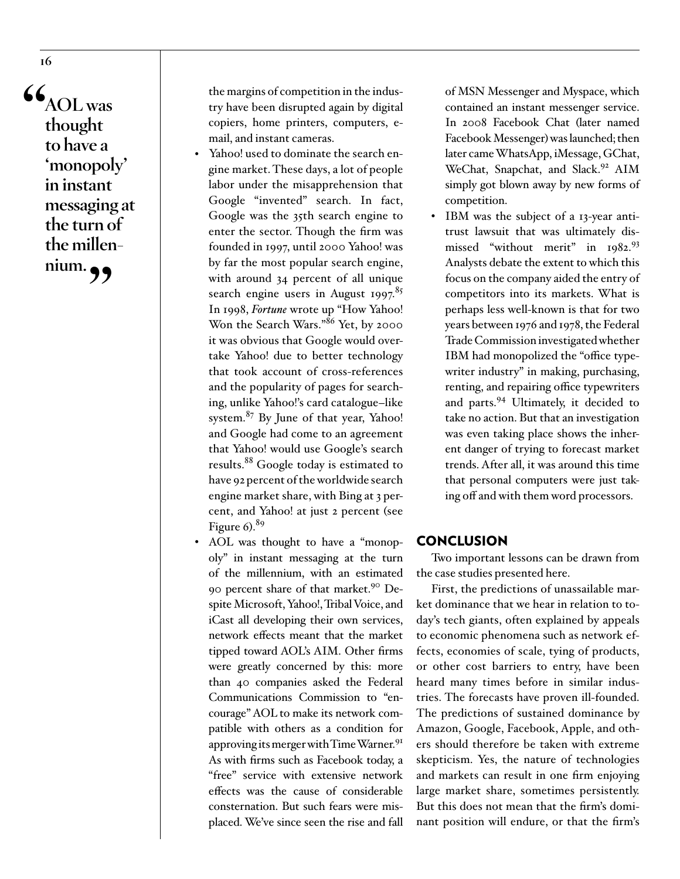> "AOL was thought to have a 'monopoly' in instant messaging at the turn of the millennium."

the margins of competition in the industry have been disrupted again by digital copiers, home printers, computers, e-mail, and instant cameras.

- Yahoo! used to dominate the search engine market. These days, a lot of people labor under the misapprehension that Google "invented" search. In fact, Google was the 35th search engine to enter the sector. Though the firm was founded in 1997, until 2000 Yahoo! was by far the most popular search engine, with around 34 percent of all unique search engine users in August 1997.[85] In 1998, *Fortune* wrote up "How Yahoo! Won the Search Wars."[86] Yet, by 2000 it was obvious that Google would overtake Yahoo! due to better technology that took account of cross-references and the popularity of pages for searching, unlike Yahoo!'s card catalogue–like system.[87] By June of that year, Yahoo! and Google had come to an agreement that Yahoo! would use Google's search results.[88] Google today is estimated to have 92 percent of the worldwide search engine market share, with Bing at 3 percent, and Yahoo! at just 2 percent (see Figure 6).[89]
- AOL was thought to have a "monopoly" in instant messaging at the turn of the millennium, with an estimated 90 percent share of that market.[90] Despite Microsoft, Yahoo!, Tribal Voice, and iCast all developing their own services, network effects meant that the market tipped toward AOL's AIM. Other firms were greatly concerned by this: more than 40 companies asked the Federal Communications Commission to "encourage" AOL to make its network compatible with others as a condition for approving its merger with Time Warner.[91] As with firms such as Facebook today, a "free" service with extensive network effects was the cause of considerable consternation. But such fears were misplaced. We've since seen the rise and fall of MSN Messenger and Myspace, which contained an instant messenger service. In 2008 Facebook Chat (later named Facebook Messenger) was launched; then later came WhatsApp, iMessage, GChat, WeChat, Snapchat, and Slack.[92] AIM simply got blown away by new forms of competition.
- IBM was the subject of a 13-year antitrust lawsuit that was ultimately dismissed "without merit" in 1982.[93] Analysts debate the extent to which this focus on the company aided the entry of competitors into its markets. What is perhaps less well-known is that for two years between 1976 and 1978, the Federal Trade Commission investigated whether IBM had monopolized the "office typewriter industry" in making, purchasing, renting, and repairing office typewriters and parts.[94] Ultimately, it decided to take no action. But that an investigation was even taking place shows the inherent danger of trying to forecast market trends. After all, it was around this time that personal computers were just taking off and with them word processors.

## CONCLUSION

Two important lessons can be drawn from the case studies presented here.

First, the predictions of unassailable market dominance that we hear in relation to today's tech giants, often explained by appeals to economic phenomena such as network effects, economies of scale, tying of products, or other cost barriers to entry, have been heard many times before in similar industries. The forecasts have proven ill-founded. The predictions of sustained dominance by Amazon, Google, Facebook, Apple, and others should therefore be taken with extreme skepticism. Yes, the nature of technologies and markets can result in one firm enjoying large market share, sometimes persistently. But this does not mean that the firm's dominant position will endure, or that the firm's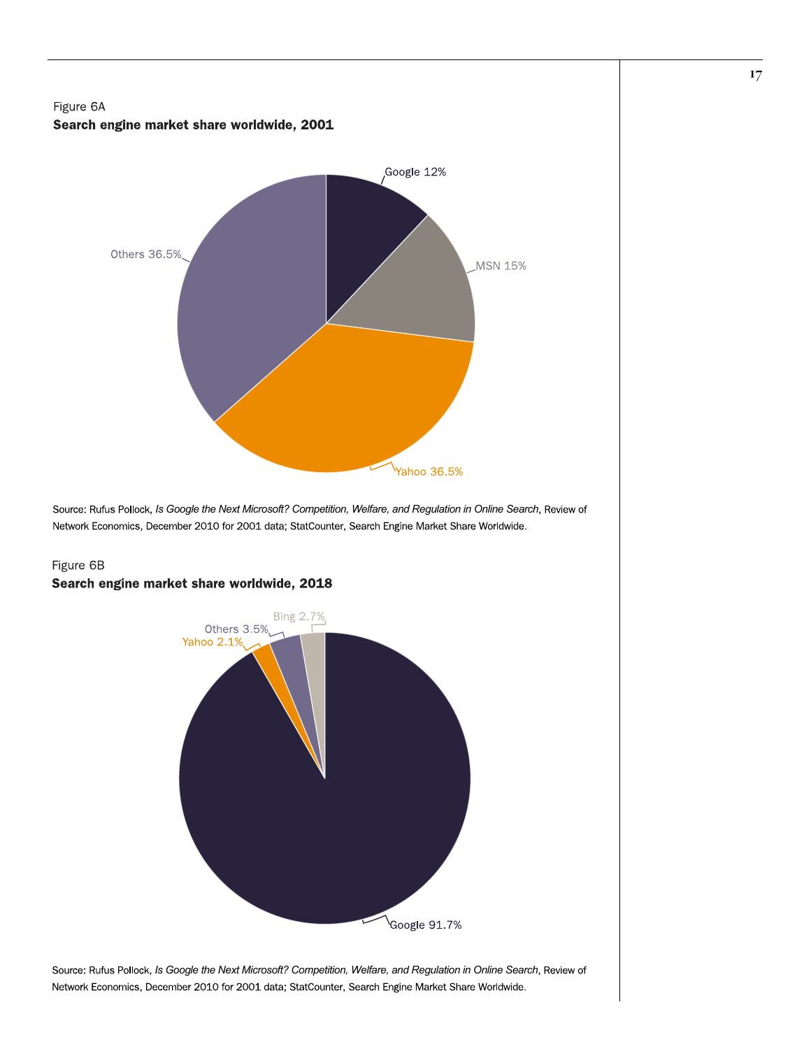Figure 6A

**Search engine market share worldwide, 2001**

Google 12%

MSN 15%

Yahoo 36.5%

Others 36.5%

Source: Rufus Pollock, *Is Google the Next Microsoft? Competition, Welfare, and Regulation in Online Search*, Review of Network Economics, December 2010 for 2001 data; StatCounter, Search Engine Market Share Worldwide.

Figure 6B

**Search engine market share worldwide, 2018**

Bing 2.7%

Others 3.5%

Yahoo 2.1%

Google 91.7%

Source: Rufus Pollock, *Is Google the Next Microsoft? Competition, Welfare, and Regulation in Online Search*, Review of Network Economics, December 2010 for 2001 data; StatCounter, Search Engine Market Share Worldwide.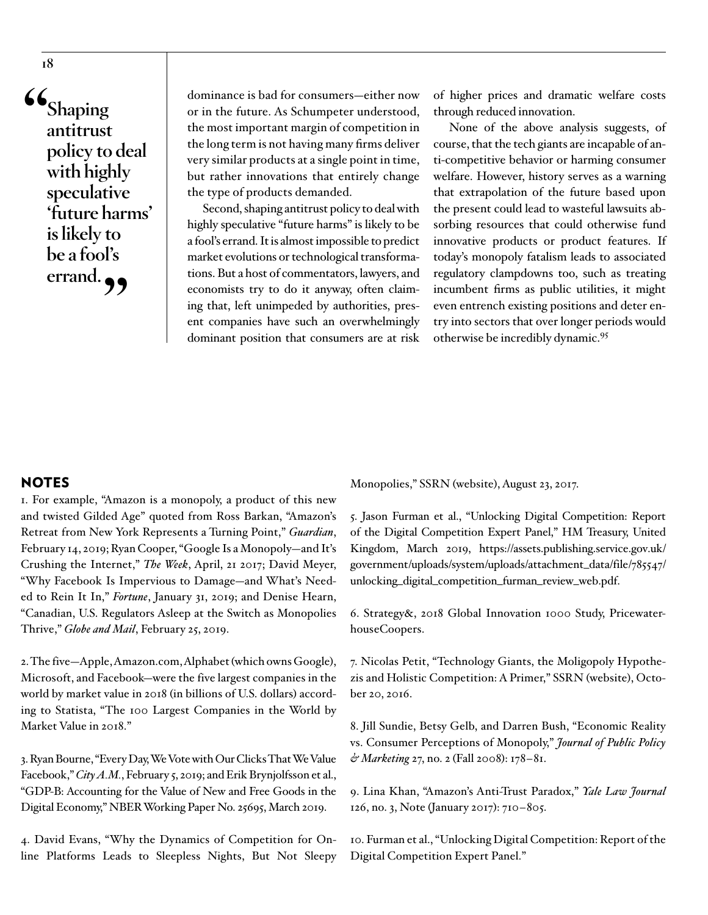> "Shaping antitrust policy to deal with highly speculative 'future harms' is likely to be a fool's errand."

dominance is bad for consumers—either now or in the future. As Schumpeter understood, the most important margin of competition in the long term is not having many firms deliver very similar products at a single point in time, but rather innovations that entirely change the type of products demanded.

Second, shaping antitrust policy to deal with highly speculative "future harms" is likely to be a fool's errand. It is almost impossible to predict market evolutions or technological transformations. But a host of commentators, lawyers, and economists try to do it anyway, often claiming that, left unimpeded by authorities, present companies have such an overwhelmingly dominant position that consumers are at risk of higher prices and dramatic welfare costs through reduced innovation.

None of the above analysis suggests, of course, that the tech giants are incapable of anti-competitive behavior or harming consumer welfare. However, history serves as a warning that extrapolation of the future based upon the present could lead to wasteful lawsuits absorbing resources that could otherwise fund innovative products or product features. If today's monopoly fatalism leads to associated regulatory clampdowns too, such as treating incumbent firms as public utilities, it might even entrench existing positions and deter entry into sectors that over longer periods would otherwise be incredibly dynamic.[95]

## NOTES

1. For example, "Amazon is a monopoly, a product of this new and twisted Gilded Age" quoted from Ross Barkan, "Amazon's Retreat from New York Represents a Turning Point," *Guardian*, February 14, 2019; Ryan Cooper, "Google Is a Monopoly—and It's Crushing the Internet," *The Week*, April, 21 2017; David Meyer, "Why Facebook Is Impervious to Damage—and What's Needed to Rein It In," *Fortune*, January 31, 2019; and Denise Hearn, "Canadian, U.S. Regulators Asleep at the Switch as Monopolies Thrive," *Globe and Mail*, February 25, 2019.

2. The five—Apple, Amazon.com, Alphabet (which owns Google), Microsoft, and Facebook—were the five largest companies in the world by market value in 2018 (in billions of U.S. dollars) according to Statista, "The 100 Largest Companies in the World by Market Value in 2018."

3. Ryan Bourne, "Every Day, We Vote with Our Clicks That We Value Facebook," *City A.M.*, February 5, 2019; and Erik Brynjolfsson et al., "GDP-B: Accounting for the Value of New and Free Goods in the Digital Economy," NBER Working Paper No. 25695, March 2019.

4. David Evans, "Why the Dynamics of Competition for Online Platforms Leads to Sleepless Nights, But Not Sleepy Monopolies," SSRN (website), August 23, 2017.

5. Jason Furman et al., "Unlocking Digital Competition: Report of the Digital Competition Expert Panel," HM Treasury, United Kingdom, March 2019, https://assets.publishing.service.gov.uk/government/uploads/system/uploads/attachment_data/file/785547/unlocking_digital_competition_furman_review_web.pdf.

6. Strategy&, 2018 Global Innovation 1000 Study, PricewaterhouseCoopers.

7. Nicolas Petit, "Technology Giants, the Moligopoly Hypothezis and Holistic Competition: A Primer," SSRN (website), October 20, 2016.

8. Jill Sundie, Betsy Gelb, and Darren Bush, "Economic Reality vs. Consumer Perceptions of Monopoly," *Journal of Public Policy & Marketing* 27, no. 2 (Fall 2008): 178–81.

9. Lina Khan, "Amazon's Anti-Trust Paradox," *Yale Law Journal* 126, no. 3, Note (January 2017): 710–805.

10. Furman et al., "Unlocking Digital Competition: Report of the Digital Competition Expert Panel."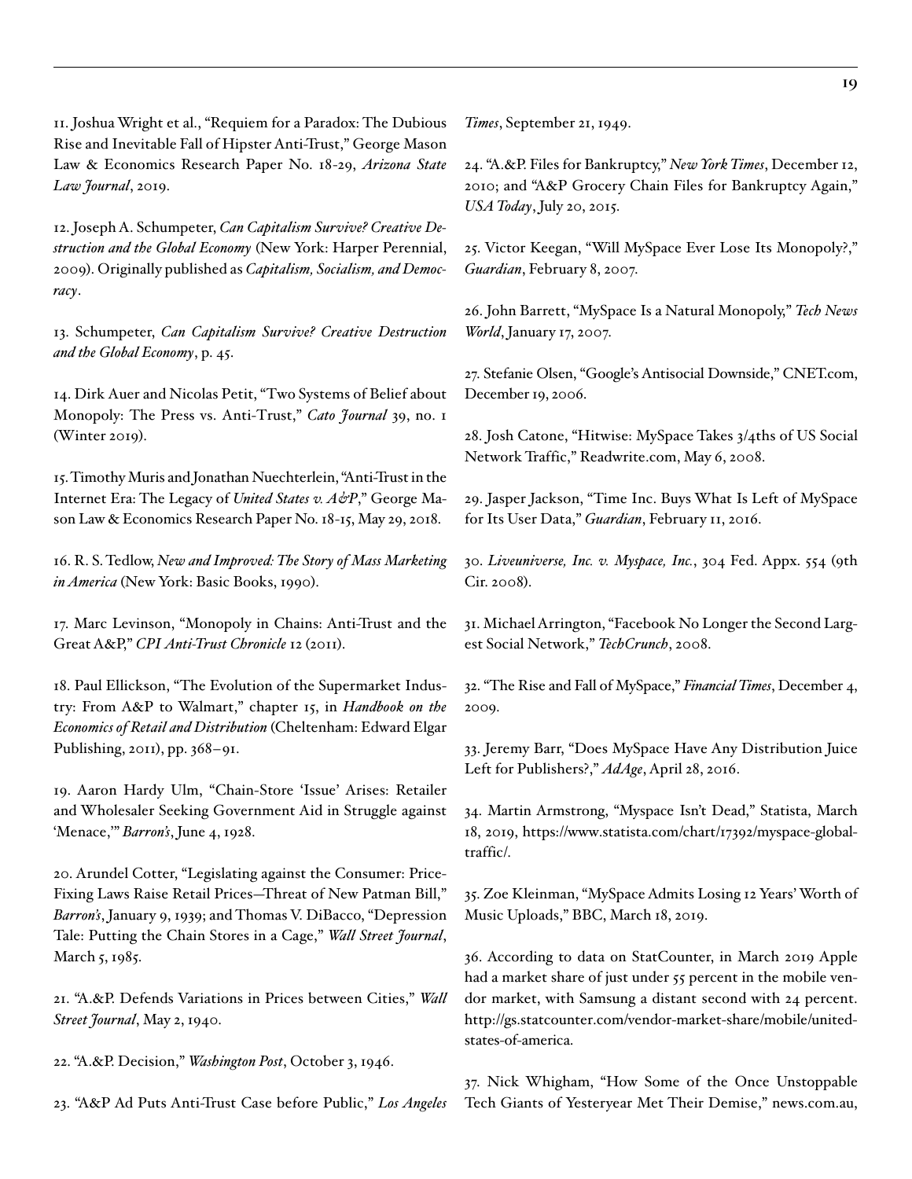11. Joshua Wright et al., "Requiem for a Paradox: The Dubious Rise and Inevitable Fall of Hipster Anti-Trust," George Mason Law & Economics Research Paper No. 18-29, *Arizona State Law Journal*, 2019.

12. Joseph A. Schumpeter, *Can Capitalism Survive? Creative Destruction and the Global Economy* (New York: Harper Perennial, 2009). Originally published as *Capitalism, Socialism, and Democracy*.

13. Schumpeter, *Can Capitalism Survive? Creative Destruction and the Global Economy*, p. 45.

14. Dirk Auer and Nicolas Petit, "Two Systems of Belief about Monopoly: The Press vs. Anti-Trust," *Cato Journal* 39, no. 1 (Winter 2019).

15. Timothy Muris and Jonathan Nuechterlein, "Anti-Trust in the Internet Era: The Legacy of *United States v. A&P*," George Mason Law & Economics Research Paper No. 18-15, May 29, 2018.

16. R. S. Tedlow, *New and Improved: The Story of Mass Marketing in America* (New York: Basic Books, 1990).

17. Marc Levinson, "Monopoly in Chains: Anti-Trust and the Great A&P," *CPI Anti-Trust Chronicle* 12 (2011).

18. Paul Ellickson, "The Evolution of the Supermarket Industry: From A&P to Walmart," chapter 15, in *Handbook on the Economics of Retail and Distribution* (Cheltenham: Edward Elgar Publishing, 2011), pp. 368–91.

19. Aaron Hardy Ulm, "Chain-Store 'Issue' Arises: Retailer and Wholesaler Seeking Government Aid in Struggle against 'Menace,'" *Barron's*, June 4, 1928.

20. Arundel Cotter, "Legislating against the Consumer: Price-Fixing Laws Raise Retail Prices—Threat of New Patman Bill," *Barron's*, January 9, 1939; and Thomas V. DiBacco, "Depression Tale: Putting the Chain Stores in a Cage," *Wall Street Journal*, March 5, 1985.

21. "A.&P. Defends Variations in Prices between Cities," *Wall Street Journal*, May 2, 1940.

22. "A.&P. Decision," *Washington Post*, October 3, 1946.

23. "A&P Ad Puts Anti-Trust Case before Public," *Los Angeles Times*, September 21, 1949.

24. "A.&P. Files for Bankruptcy," *New York Times*, December 12, 2010; and "A&P Grocery Chain Files for Bankruptcy Again," *USA Today*, July 20, 2015.

25. Victor Keegan, "Will MySpace Ever Lose Its Monopoly?," *Guardian*, February 8, 2007.

26. John Barrett, "MySpace Is a Natural Monopoly," *Tech News World*, January 17, 2007.

27. Stefanie Olsen, "Google's Antisocial Downside," CNET.com, December 19, 2006.

28. Josh Catone, "Hitwise: MySpace Takes 3/4ths of US Social Network Traffic," Readwrite.com, May 6, 2008.

29. Jasper Jackson, "Time Inc. Buys What Is Left of MySpace for Its User Data," *Guardian*, February 11, 2016.

30. *Liveuniverse, Inc. v. Myspace, Inc.*, 304 Fed. Appx. 554 (9th Cir. 2008).

31. Michael Arrington, "Facebook No Longer the Second Largest Social Network," *TechCrunch*, 2008.

32. "The Rise and Fall of MySpace," *Financial Times*, December 4, 2009.

33. Jeremy Barr, "Does MySpace Have Any Distribution Juice Left for Publishers?," *AdAge*, April 28, 2016.

34. Martin Armstrong, "Myspace Isn't Dead," Statista, March 18, 2019, https://www.statista.com/chart/17392/myspace-global-traffic/.

35. Zoe Kleinman, "MySpace Admits Losing 12 Years' Worth of Music Uploads," BBC, March 18, 2019.

36. According to data on StatCounter, in March 2019 Apple had a market share of just under 55 percent in the mobile vendor market, with Samsung a distant second with 24 percent. http://gs.statcounter.com/vendor-market-share/mobile/united-states-of-america.

37. Nick Whigham, "How Some of the Once Unstoppable Tech Giants of Yesteryear Met Their Demise," news.com.au,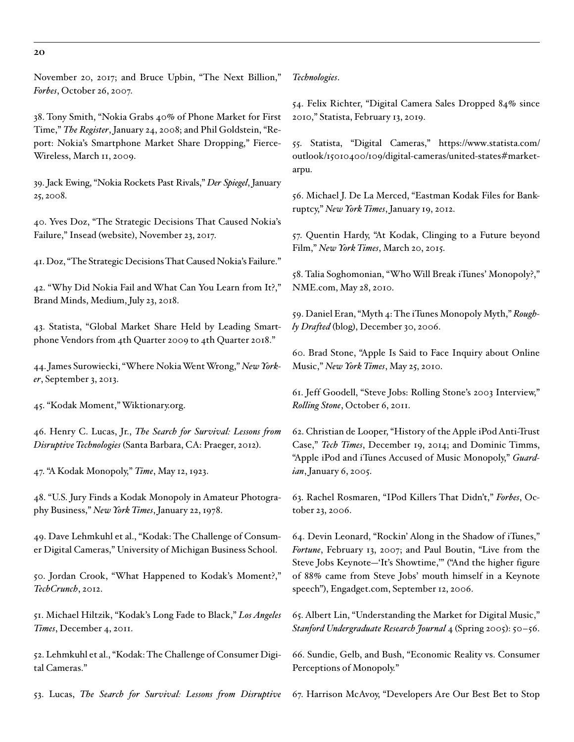November 20, 2017; and Bruce Upbin, "The Next Billion," *Forbes*, October 26, 2007.

38. Tony Smith, "Nokia Grabs 40% of Phone Market for First Time," *The Register*, January 24, 2008; and Phil Goldstein, "Report: Nokia's Smartphone Market Share Dropping," FierceWireless, March 11, 2009.

39. Jack Ewing, "Nokia Rockets Past Rivals," *Der Spiegel*, January 25, 2008.

40. Yves Doz, "The Strategic Decisions That Caused Nokia's Failure," Insead (website), November 23, 2017.

41. Doz, "The Strategic Decisions That Caused Nokia's Failure."

42. "Why Did Nokia Fail and What Can You Learn from It?," Brand Minds, Medium, July 23, 2018.

43. Statista, "Global Market Share Held by Leading Smartphone Vendors from 4th Quarter 2009 to 4th Quarter 2018."

44. James Surowiecki, "Where Nokia Went Wrong," *New Yorker*, September 3, 2013.

45. "Kodak Moment," Wiktionary.org.

46. Henry C. Lucas, Jr., *The Search for Survival: Lessons from Disruptive Technologies* (Santa Barbara, CA: Praeger, 2012).

47. "A Kodak Monopoly," *Time*, May 12, 1923.

48. "U.S. Jury Finds a Kodak Monopoly in Amateur Photography Business," *New York Times*, January 22, 1978.

49. Dave Lehmkuhl et al., "Kodak: The Challenge of Consumer Digital Cameras," University of Michigan Business School.

50. Jordan Crook, "What Happened to Kodak's Moment?," *TechCrunch*, 2012.

51. Michael Hiltzik, "Kodak's Long Fade to Black," *Los Angeles Times*, December 4, 2011.

52. Lehmkuhl et al., "Kodak: The Challenge of Consumer Digital Cameras."

53. Lucas, *The Search for Survival: Lessons from Disruptive Technologies*.

54. Felix Richter, "Digital Camera Sales Dropped 84% since 2010," Statista, February 13, 2019.

55. Statista, "Digital Cameras," https://www.statista.com/outlook/15010400/109/digital-cameras/united-states#market-arpu.

56. Michael J. De La Merced, "Eastman Kodak Files for Bankruptcy," *New York Times*, January 19, 2012.

57. Quentin Hardy, "At Kodak, Clinging to a Future beyond Film," *New York Times*, March 20, 2015.

58. Talia Soghomonian, "Who Will Break iTunes' Monopoly?," NME.com, May 28, 2010.

59. Daniel Eran, "Myth 4: The iTunes Monopoly Myth," *Roughly Drafted* (blog), December 30, 2006.

60. Brad Stone, "Apple Is Said to Face Inquiry about Online Music," *New York Times*, May 25, 2010.

61. Jeff Goodell, "Steve Jobs: Rolling Stone's 2003 Interview," *Rolling Stone*, October 6, 2011.

62. Christian de Looper, "History of the Apple iPod Anti-Trust Case," *Tech Times*, December 19, 2014; and Dominic Timms, "Apple iPod and iTunes Accused of Music Monopoly," *Guardian*, January 6, 2005.

63. Rachel Rosmaren, "IPod Killers That Didn't," *Forbes*, October 23, 2006.

64. Devin Leonard, "Rockin' Along in the Shadow of iTunes," *Fortune*, February 13, 2007; and Paul Boutin, "Live from the Steve Jobs Keynote—'It's Showtime,'" ("And the higher figure of 88% came from Steve Jobs' mouth himself in a Keynote speech"), Engadget.com, September 12, 2006.

65. Albert Lin, "Understanding the Market for Digital Music," *Stanford Undergraduate Research Journal* 4 (Spring 2005): 50–56.

66. Sundie, Gelb, and Bush, "Economic Reality vs. Consumer Perceptions of Monopoly."

67. Harrison McAvoy, "Developers Are Our Best Bet to Stop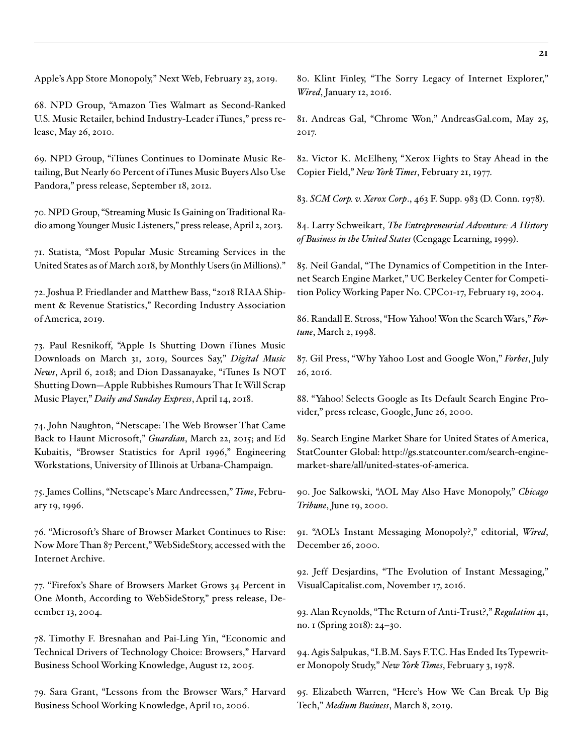Apple's App Store Monopoly," Next Web, February 23, 2019.

68. NPD Group, "Amazon Ties Walmart as Second-Ranked U.S. Music Retailer, behind Industry-Leader iTunes," press release, May 26, 2010.

69. NPD Group, "iTunes Continues to Dominate Music Retailing, But Nearly 60 Percent of iTunes Music Buyers Also Use Pandora," press release, September 18, 2012.

70. NPD Group, "Streaming Music Is Gaining on Traditional Radio among Younger Music Listeners," press release, April 2, 2013.

71. Statista, "Most Popular Music Streaming Services in the United States as of March 2018, by Monthly Users (in Millions)."

72. Joshua P. Friedlander and Matthew Bass, "2018 RIAA Shipment & Revenue Statistics," Recording Industry Association of America, 2019.

73. Paul Resnikoff, "Apple Is Shutting Down iTunes Music Downloads on March 31, 2019, Sources Say," *Digital Music News*, April 6, 2018; and Dion Dassanayake, "iTunes Is NOT Shutting Down—Apple Rubbishes Rumours That It Will Scrap Music Player," *Daily and Sunday Express*, April 14, 2018.

74. John Naughton, "Netscape: The Web Browser That Came Back to Haunt Microsoft," *Guardian*, March 22, 2015; and Ed Kubaitis, "Browser Statistics for April 1996," Engineering Workstations, University of Illinois at Urbana-Champaign.

75. James Collins, "Netscape's Marc Andreessen," *Time*, February 19, 1996.

76. "Microsoft's Share of Browser Market Continues to Rise: Now More Than 87 Percent," WebSideStory, accessed with the Internet Archive.

77. "Firefox's Share of Browsers Market Grows 34 Percent in One Month, According to WebSideStory," press release, December 13, 2004.

78. Timothy F. Bresnahan and Pai-Ling Yin, "Economic and Technical Drivers of Technology Choice: Browsers," Harvard Business School Working Knowledge, August 12, 2005.

79. Sara Grant, "Lessons from the Browser Wars," Harvard Business School Working Knowledge, April 10, 2006.

80. Klint Finley, "The Sorry Legacy of Internet Explorer," *Wired*, January 12, 2016.

81. Andreas Gal, "Chrome Won," AndreasGal.com, May 25, 2017.

82. Victor K. McElheny, "Xerox Fights to Stay Ahead in the Copier Field," *New York Times*, February 21, 1977.

83. *SCM Corp. v. Xerox Corp*., 463 F. Supp. 983 (D. Conn. 1978).

84. Larry Schweikart, *The Entrepreneurial Adventure: A History of Business in the United States* (Cengage Learning, 1999).

85. Neil Gandal, "The Dynamics of Competition in the Internet Search Engine Market," UC Berkeley Center for Competition Policy Working Paper No. CPC01-17, February 19, 2004.

86. Randall E. Stross, "How Yahoo! Won the Search Wars," *Fortune*, March 2, 1998.

87. Gil Press, "Why Yahoo Lost and Google Won," *Forbes*, July 26, 2016.

88. "Yahoo! Selects Google as Its Default Search Engine Provider," press release, Google, June 26, 2000.

89. Search Engine Market Share for United States of America, StatCounter Global: http://gs.statcounter.com/search-engine-market-share/all/united-states-of-america.

90. Joe Salkowski, "AOL May Also Have Monopoly," *Chicago Tribune*, June 19, 2000.

91. "AOL's Instant Messaging Monopoly?," editorial, *Wired*, December 26, 2000.

92. Jeff Desjardins, "The Evolution of Instant Messaging," VisualCapitalist.com, November 17, 2016.

93. Alan Reynolds, "The Return of Anti-Trust?," *Regulation* 41, no. 1 (Spring 2018): 24–30.

94. Agis Salpukas, "I.B.M. Says F.T.C. Has Ended Its Typewriter Monopoly Study," *New York Times*, February 3, 1978.

95. Elizabeth Warren, "Here's How We Can Break Up Big Tech," *Medium Business*, March 8, 2019.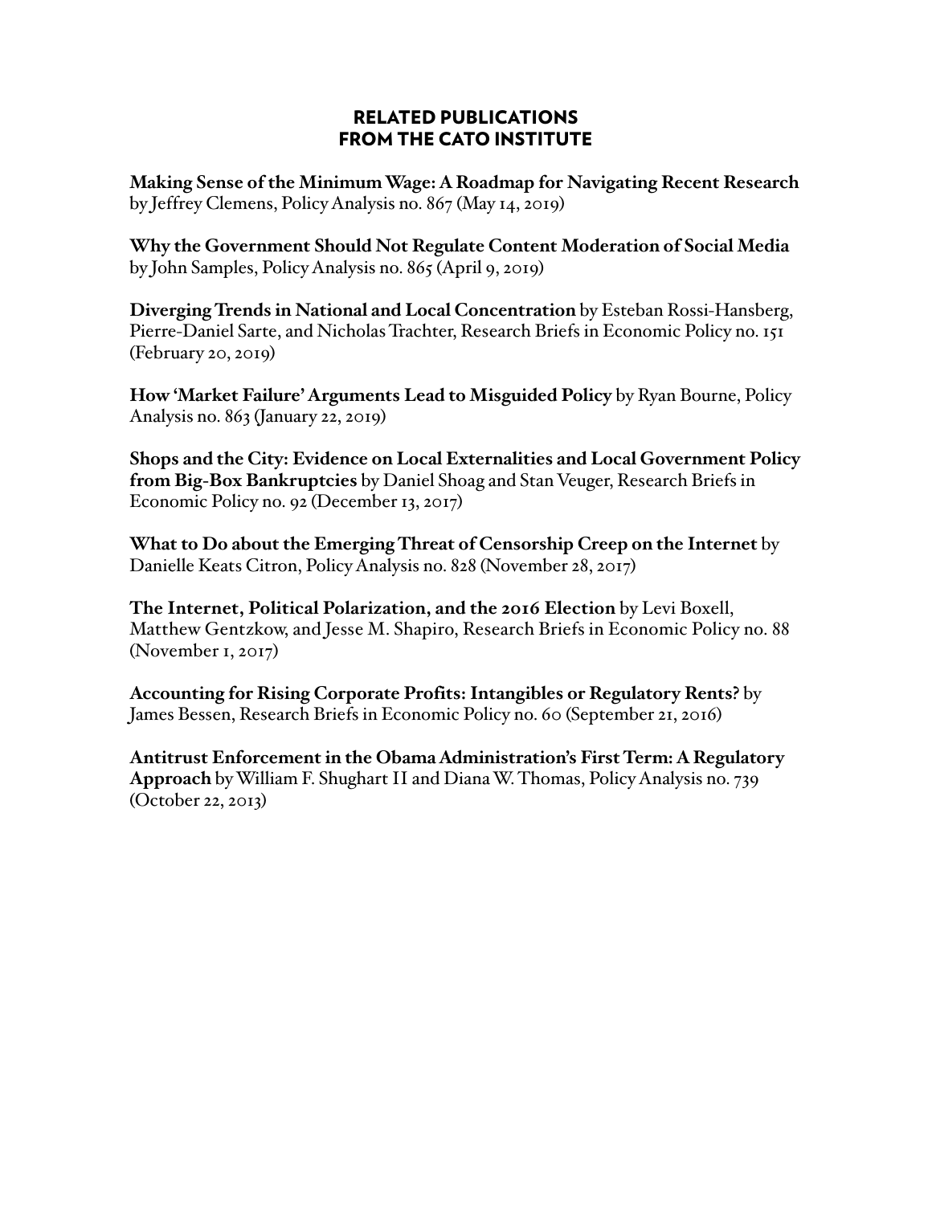## RELATED PUBLICATIONS FROM THE CATO INSTITUTE

**Making Sense of the Minimum Wage: A Roadmap for Navigating Recent Research** by Jeffrey Clemens, Policy Analysis no. 867 (May 14, 2019)

**Why the Government Should Not Regulate Content Moderation of Social Media** by John Samples, Policy Analysis no. 865 (April 9, 2019)

**Diverging Trends in National and Local Concentration** by Esteban Rossi-Hansberg, Pierre-Daniel Sarte, and Nicholas Trachter, Research Briefs in Economic Policy no. 151 (February 20, 2019)

**How 'Market Failure' Arguments Lead to Misguided Policy** by Ryan Bourne, Policy Analysis no. 863 (January 22, 2019)

**Shops and the City: Evidence on Local Externalities and Local Government Policy from Big-Box Bankruptcies** by Daniel Shoag and Stan Veuger, Research Briefs in Economic Policy no. 92 (December 13, 2017)

**What to Do about the Emerging Threat of Censorship Creep on the Internet** by Danielle Keats Citron, Policy Analysis no. 828 (November 28, 2017)

**The Internet, Political Polarization, and the 2016 Election** by Levi Boxell, Matthew Gentzkow, and Jesse M. Shapiro, Research Briefs in Economic Policy no. 88 (November 1, 2017)

**Accounting for Rising Corporate Profits: Intangibles or Regulatory Rents?** by James Bessen, Research Briefs in Economic Policy no. 60 (September 21, 2016)

**Antitrust Enforcement in the Obama Administration's First Term: A Regulatory Approach** by William F. Shughart II and Diana W. Thomas, Policy Analysis no. 739 (October 22, 2013)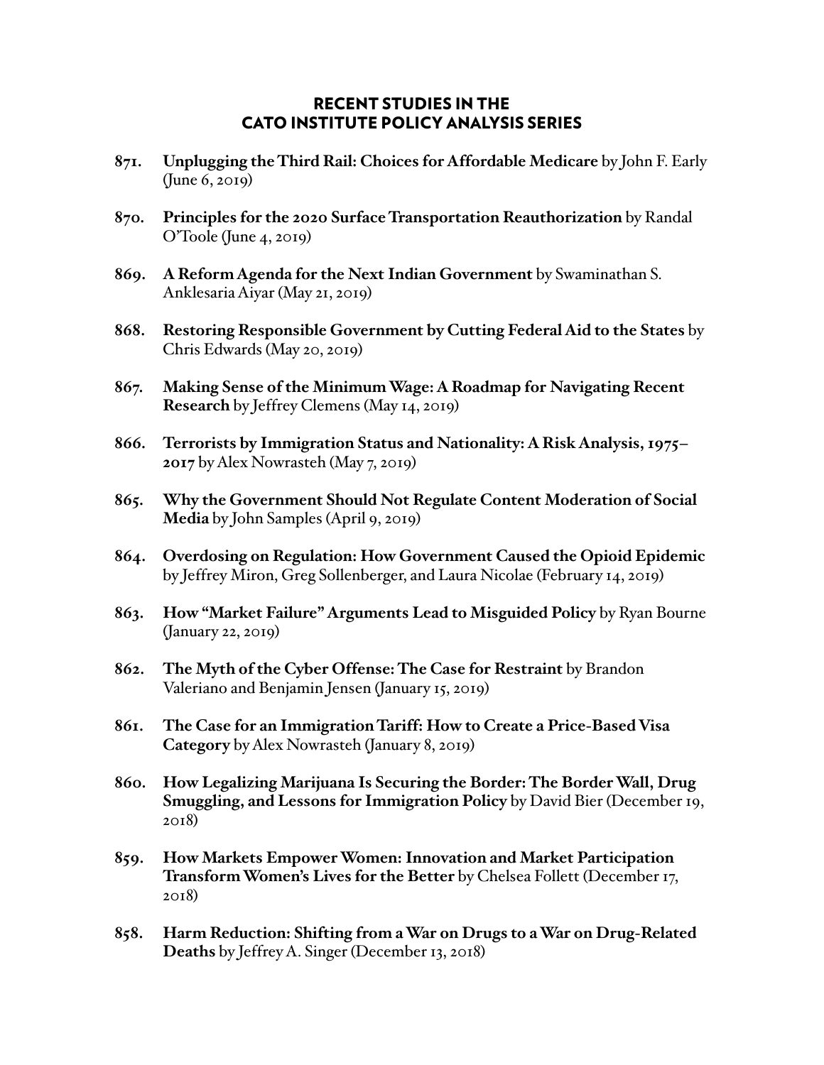## RECENT STUDIES IN THE CATO INSTITUTE POLICY ANALYSIS SERIES

**871. Unplugging the Third Rail: Choices for Affordable Medicare** by John F. Early (June 6, 2019)

**870. Principles for the 2020 Surface Transportation Reauthorization** by Randal O'Toole (June 4, 2019)

**869. A Reform Agenda for the Next Indian Government** by Swaminathan S. Anklesaria Aiyar (May 21, 2019)

**868. Restoring Responsible Government by Cutting Federal Aid to the States** by Chris Edwards (May 20, 2019)

**867. Making Sense of the Minimum Wage: A Roadmap for Navigating Recent Research** by Jeffrey Clemens (May 14, 2019)

**866. Terrorists by Immigration Status and Nationality: A Risk Analysis, 1975–2017** by Alex Nowrasteh (May 7, 2019)

**865. Why the Government Should Not Regulate Content Moderation of Social Media** by John Samples (April 9, 2019)

**864. Overdosing on Regulation: How Government Caused the Opioid Epidemic** by Jeffrey Miron, Greg Sollenberger, and Laura Nicolae (February 14, 2019)

**863. How "Market Failure" Arguments Lead to Misguided Policy** by Ryan Bourne (January 22, 2019)

**862. The Myth of the Cyber Offense: The Case for Restraint** by Brandon Valeriano and Benjamin Jensen (January 15, 2019)

**861. The Case for an Immigration Tariff: How to Create a Price-Based Visa Category** by Alex Nowrasteh (January 8, 2019)

**860. How Legalizing Marijuana Is Securing the Border: The Border Wall, Drug Smuggling, and Lessons for Immigration Policy** by David Bier (December 19, 2018)

**859. How Markets Empower Women: Innovation and Market Participation Transform Women's Lives for the Better** by Chelsea Follett (December 17, 2018)

**858. Harm Reduction: Shifting from a War on Drugs to a War on Drug-Related Deaths** by Jeffrey A. Singer (December 13, 2018)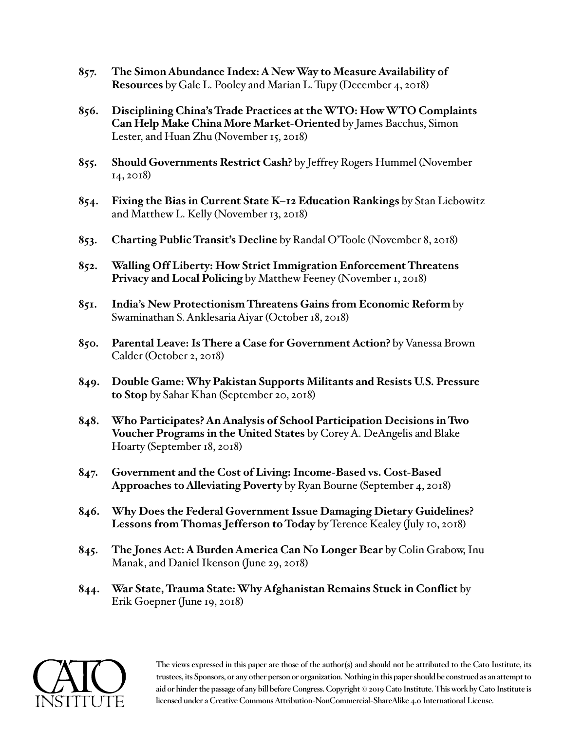857. **The Simon Abundance Index: A New Way to Measure Availability of Resources** by Gale L. Pooley and Marian L. Tupy (December 4, 2018)

856. **Disciplining China's Trade Practices at the WTO: How WTO Complaints Can Help Make China More Market-Oriented** by James Bacchus, Simon Lester, and Huan Zhu (November 15, 2018)

855. **Should Governments Restrict Cash?** by Jeffrey Rogers Hummel (November 14, 2018)

854. **Fixing the Bias in Current State K–12 Education Rankings** by Stan Liebowitz and Matthew L. Kelly (November 13, 2018)

853. **Charting Public Transit's Decline** by Randal O'Toole (November 8, 2018)

852. **Walling Off Liberty: How Strict Immigration Enforcement Threatens Privacy and Local Policing** by Matthew Feeney (November 1, 2018)

851. **India's New Protectionism Threatens Gains from Economic Reform** by Swaminathan S. Anklesaria Aiyar (October 18, 2018)

850. **Parental Leave: Is There a Case for Government Action?** by Vanessa Brown Calder (October 2, 2018)

849. **Double Game: Why Pakistan Supports Militants and Resists U.S. Pressure to Stop** by Sahar Khan (September 20, 2018)

848. **Who Participates? An Analysis of School Participation Decisions in Two Voucher Programs in the United States** by Corey A. DeAngelis and Blake Hoarty (September 18, 2018)

847. **Government and the Cost of Living: Income-Based vs. Cost-Based Approaches to Alleviating Poverty** by Ryan Bourne (September 4, 2018)

846. **Why Does the Federal Government Issue Damaging Dietary Guidelines? Lessons from Thomas Jefferson to Today** by Terence Kealey (July 10, 2018)

845. **The Jones Act: A Burden America Can No Longer Bear** by Colin Grabow, Inu Manak, and Daniel Ikenson (June 29, 2018)

844. **War State, Trauma State: Why Afghanistan Remains Stuck in Conflict** by Erik Goepner (June 19, 2018)

CATO INSTITUTE

The views expressed in this paper are those of the author(s) and should not be attributed to the Cato Institute, its trustees, its Sponsors, or any other person or organization. Nothing in this paper should be construed as an attempt to aid or hinder the passage of any bill before Congress. Copyright © 2019 Cato Institute. This work by Cato Institute is licensed under a Creative Commons Attribution-NonCommercial-ShareAlike 4.0 International License.